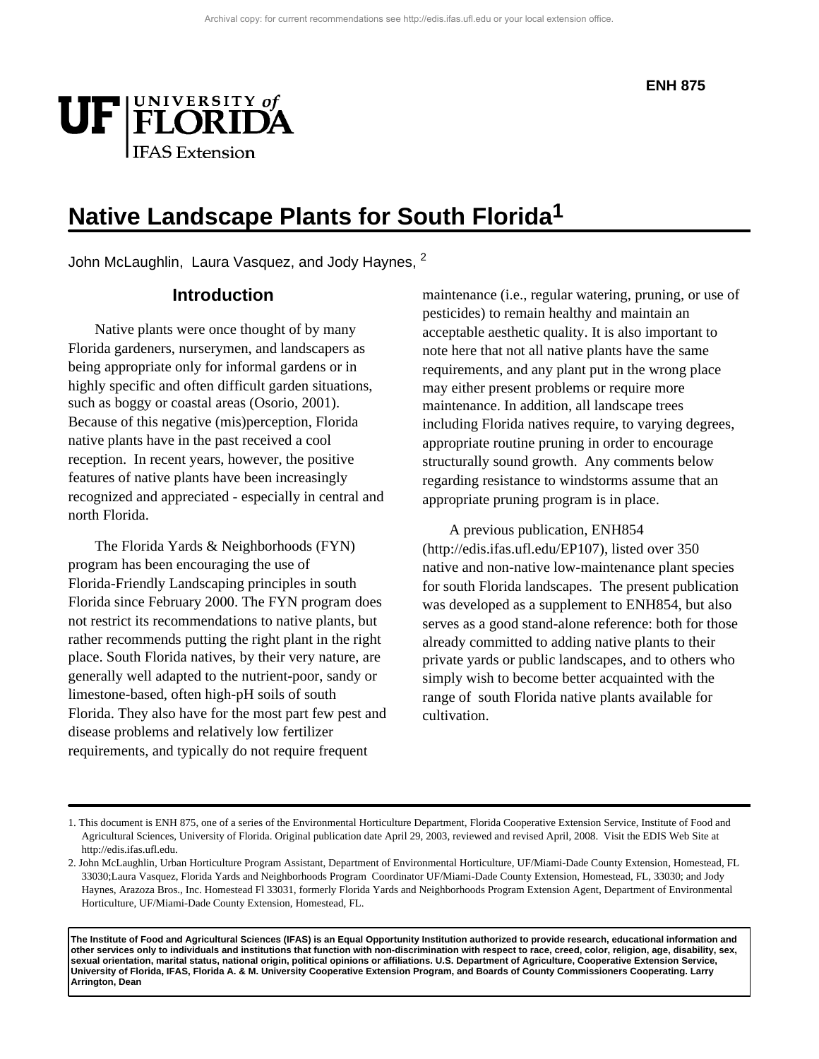ENH 875

# Native Landscape Plants for South Florida[1]

John McLaughlin, Laura Vasquez, and Jody Haynes, [2]

## Introduction

Native plants were once thought of by many Florida gardeners, nurserymen, and landscapers as being appropriate only for informal gardens or in highly specific and often difficult garden situations, such as boggy or coastal areas (Osorio, 2001). Because of this negative (mis)perception, Florida native plants have in the past received a cool reception. In recent years, however, the positive features of native plants have been increasingly recognized and appreciated - especially in central and north Florida.

The Florida Yards & Neighborhoods (FYN) program has been encouraging the use of Florida-Friendly Landscaping principles in south Florida since February 2000. The FYN program does not restrict its recommendations to native plants, but rather recommends putting the right plant in the right place. South Florida natives, by their very nature, are generally well adapted to the nutrient-poor, sandy or limestone-based, often high-pH soils of south Florida. They also have for the most part few pest and disease problems and relatively low fertilizer requirements, and typically do not require frequent maintenance (i.e., regular watering, pruning, or use of pesticides) to remain healthy and maintain an acceptable aesthetic quality. It is also important to note here that not all native plants have the same requirements, and any plant put in the wrong place may either present problems or require more maintenance. In addition, all landscape trees including Florida natives require, to varying degrees, appropriate routine pruning in order to encourage structurally sound growth. Any comments below regarding resistance to windstorms assume that an appropriate pruning program is in place.

A previous publication, ENH854 (http://edis.ifas.ufl.edu/EP107), listed over 350 native and non-native low-maintenance plant species for south Florida landscapes. The present publication was developed as a supplement to ENH854, but also serves as a good stand-alone reference: both for those already committed to adding native plants to their private yards or public landscapes, and to others who simply wish to become better acquainted with the range of south Florida native plants available for cultivation.

---

1. This document is ENH 875, one of a series of the Environmental Horticulture Department, Florida Cooperative Extension Service, Institute of Food and Agricultural Sciences, University of Florida. Original publication date April 29, 2003, reviewed and revised April, 2008. Visit the EDIS Web Site at http://edis.ifas.ufl.edu.

2. John McLaughlin, Urban Horticulture Program Assistant, Department of Environmental Horticulture, UF/Miami-Dade County Extension, Homestead, FL 33030;Laura Vasquez, Florida Yards and Neighborhoods Program Coordinator UF/Miami-Dade County Extension, Homestead, FL, 33030; and Jody Haynes, Arazoza Bros., Inc. Homestead Fl 33031, formerly Florida Yards and Neighborhoods Program Extension Agent, Department of Environmental Horticulture, UF/Miami-Dade County Extension, Homestead, FL.

**The Institute of Food and Agricultural Sciences (IFAS) is an Equal Opportunity Institution authorized to provide research, educational information and other services only to individuals and institutions that function with non-discrimination with respect to race, creed, color, religion, age, disability, sex, sexual orientation, marital status, national origin, political opinions or affiliations. U.S. Department of Agriculture, Cooperative Extension Service, University of Florida, IFAS, Florida A. & M. University Cooperative Extension Program, and Boards of County Commissioners Cooperating. Larry Arrington, Dean**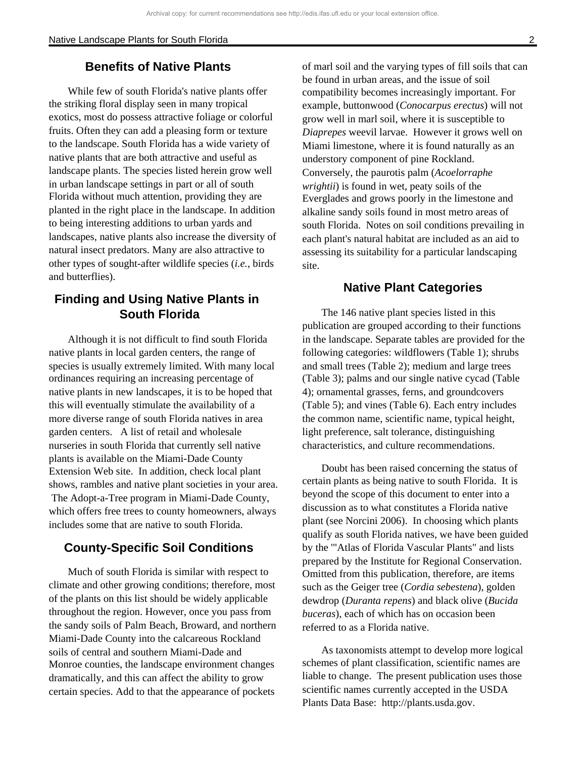## Benefits of Native Plants

While few of south Florida's native plants offer the striking floral display seen in many tropical exotics, most do possess attractive foliage or colorful fruits. Often they can add a pleasing form or texture to the landscape. South Florida has a wide variety of native plants that are both attractive and useful as landscape plants. The species listed herein grow well in urban landscape settings in part or all of south Florida without much attention, providing they are planted in the right place in the landscape. In addition to being interesting additions to urban yards and landscapes, native plants also increase the diversity of natural insect predators. Many are also attractive to other types of sought-after wildlife species (*i.e.*, birds and butterflies).

## Finding and Using Native Plants in South Florida

Although it is not difficult to find south Florida native plants in local garden centers, the range of species is usually extremely limited. With many local ordinances requiring an increasing percentage of native plants in new landscapes, it is to be hoped that this will eventually stimulate the availability of a more diverse range of south Florida natives in area garden centers. A list of retail and wholesale nurseries in south Florida that currently sell native plants is available on the Miami-Dade County Extension Web site. In addition, check local plant shows, rambles and native plant societies in your area. The Adopt-a-Tree program in Miami-Dade County, which offers free trees to county homeowners, always includes some that are native to south Florida.

## County-Specific Soil Conditions

Much of south Florida is similar with respect to climate and other growing conditions; therefore, most of the plants on this list should be widely applicable throughout the region. However, once you pass from the sandy soils of Palm Beach, Broward, and northern Miami-Dade County into the calcareous Rockland soils of central and southern Miami-Dade and Monroe counties, the landscape environment changes dramatically, and this can affect the ability to grow certain species. Add to that the appearance of pockets of marl soil and the varying types of fill soils that can be found in urban areas, and the issue of soil compatibility becomes increasingly important. For example, buttonwood (*Conocarpus erectus*) will not grow well in marl soil, where it is susceptible to *Diaprepes* weevil larvae. However it grows well on Miami limestone, where it is found naturally as an understory component of pine Rockland. Conversely, the paurotis palm (*Acoelorraphe wrightii*) is found in wet, peaty soils of the Everglades and grows poorly in the limestone and alkaline sandy soils found in most metro areas of south Florida. Notes on soil conditions prevailing in each plant's natural habitat are included as an aid to assessing its suitability for a particular landscaping site.

## Native Plant Categories

The 146 native plant species listed in this publication are grouped according to their functions in the landscape. Separate tables are provided for the following categories: wildflowers (Table 1); shrubs and small trees (Table 2); medium and large trees (Table 3); palms and our single native cycad (Table 4); ornamental grasses, ferns, and groundcovers (Table 5); and vines (Table 6). Each entry includes the common name, scientific name, typical height, light preference, salt tolerance, distinguishing characteristics, and culture recommendations.

Doubt has been raised concerning the status of certain plants as being native to south Florida. It is beyond the scope of this document to enter into a discussion as to what constitutes a Florida native plant (see Norcini 2006). In choosing which plants qualify as south Florida natives, we have been guided by the "'Atlas of Florida Vascular Plants" and lists prepared by the Institute for Regional Conservation. Omitted from this publication, therefore, are items such as the Geiger tree (*Cordia sebestena*), golden dewdrop (*Duranta repens*) and black olive (*Bucida buceras*), each of which has on occasion been referred to as a Florida native.

As taxonomists attempt to develop more logical schemes of plant classification, scientific names are liable to change. The present publication uses those scientific names currently accepted in the USDA Plants Data Base: http://plants.usda.gov.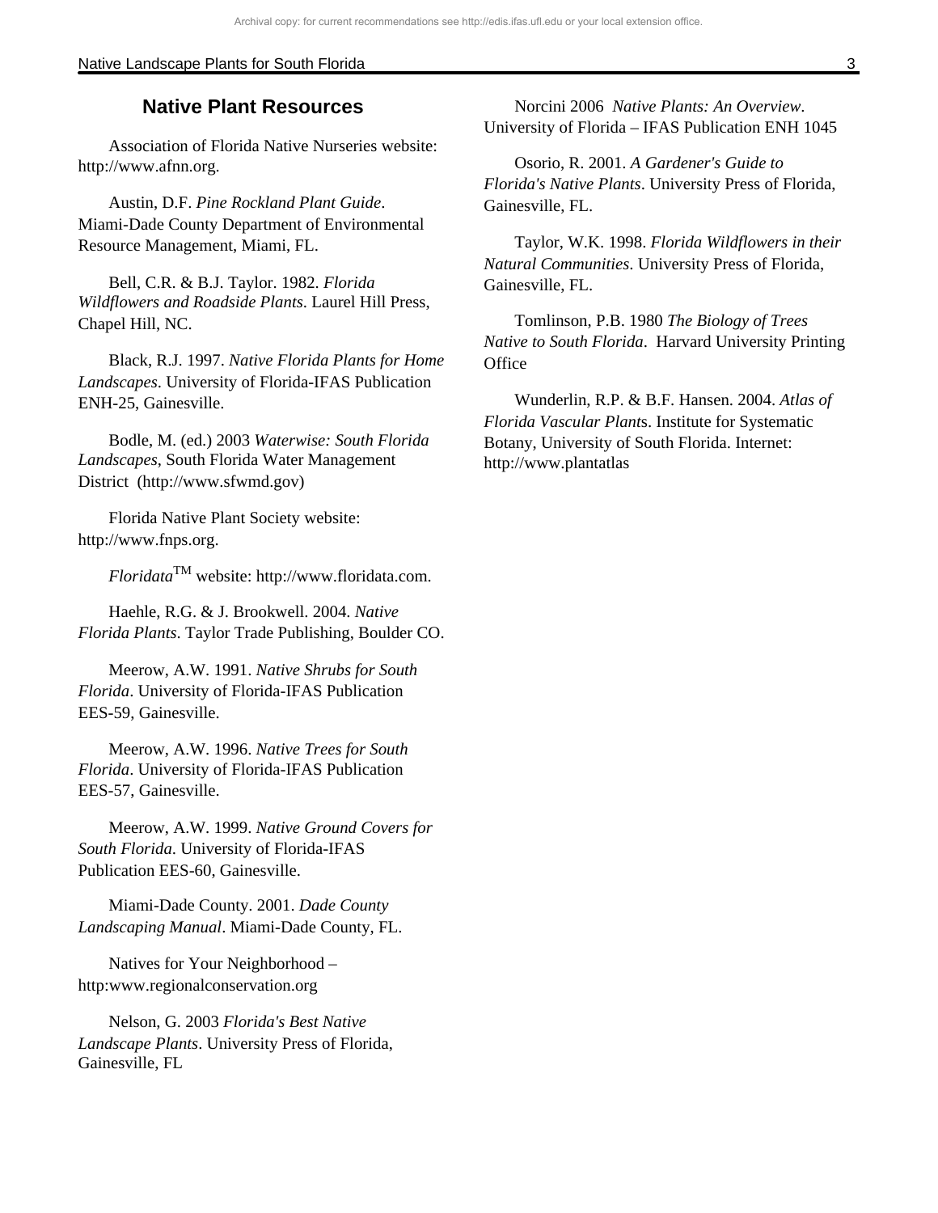## Native Plant Resources

Association of Florida Native Nurseries website: http://www.afnn.org.

Austin, D.F. *Pine Rockland Plant Guide*. Miami-Dade County Department of Environmental Resource Management, Miami, FL.

Bell, C.R. & B.J. Taylor. 1982. *Florida Wildflowers and Roadside Plants*. Laurel Hill Press, Chapel Hill, NC.

Black, R.J. 1997. *Native Florida Plants for Home Landscapes*. University of Florida-IFAS Publication ENH-25, Gainesville.

Bodle, M. (ed.) 2003 *Waterwise: South Florida Landscapes*, South Florida Water Management District (http://www.sfwmd.gov)

Florida Native Plant Society website: http://www.fnps.org.

*Floridata*™ website: http://www.floridata.com.

Haehle, R.G. & J. Brookwell. 2004. *Native Florida Plants*. Taylor Trade Publishing, Boulder CO.

Meerow, A.W. 1991. *Native Shrubs for South Florida*. University of Florida-IFAS Publication EES-59, Gainesville.

Meerow, A.W. 1996. *Native Trees for South Florida*. University of Florida-IFAS Publication EES-57, Gainesville.

Meerow, A.W. 1999. *Native Ground Covers for South Florida*. University of Florida-IFAS Publication EES-60, Gainesville.

Miami-Dade County. 2001. *Dade County Landscaping Manual*. Miami-Dade County, FL.

Natives for Your Neighborhood – http:www.regionalconservation.org

Nelson, G. 2003 *Florida's Best Native Landscape Plants*. University Press of Florida, Gainesville, FL

Norcini 2006 *Native Plants: An Overview*. University of Florida – IFAS Publication ENH 1045

Osorio, R. 2001. *A Gardener's Guide to Florida's Native Plants*. University Press of Florida, Gainesville, FL.

Taylor, W.K. 1998. *Florida Wildflowers in their Natural Communities*. University Press of Florida, Gainesville, FL.

Tomlinson, P.B. 1980 *The Biology of Trees Native to South Florida*. Harvard University Printing Office

Wunderlin, R.P. & B.F. Hansen. 2004. *Atlas of Florida Vascular Plant*s. Institute for Systematic Botany, University of South Florida. Internet: http://www.plantatlas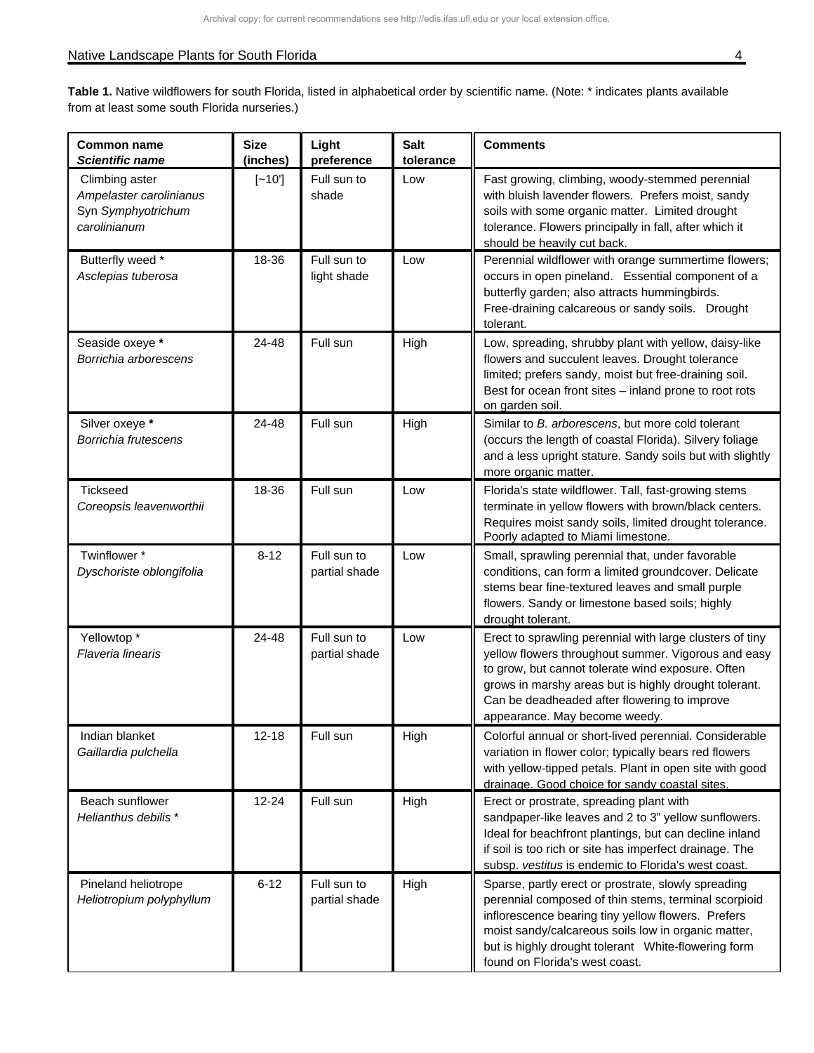**Table 1.** Native wildflowers for south Florida, listed in alphabetical order by scientific name. (Note: * indicates plants available from at least some south Florida nurseries.)

| **Common name** ***Scientific name*** | **Size (inches)** | **Light preference** | **Salt tolerance** | **Comments** |
|---|---|---|---|---|
| Climbing aster *Ampelaster carolinianus* Syn *Symphyotrichum carolinianum* | [~10'] | Full sun to shade | Low | Fast growing, climbing, woody-stemmed perennial with bluish lavender flowers. Prefers moist, sandy soils with some organic matter. Limited drought tolerance. Flowers principally in fall, after which it should be heavily cut back. |
| Butterfly weed * *Asclepias tuberosa* | 18-36 | Full sun to light shade | Low | Perennial wildflower with orange summertime flowers; occurs in open pineland. Essential component of a butterfly garden; also attracts hummingbirds. Free-draining calcareous or sandy soils. Drought tolerant. |
| Seaside oxeye **\*** *Borrichia arborescens* | 24-48 | Full sun | High | Low, spreading, shrubby plant with yellow, daisy-like flowers and succulent leaves. Drought tolerance limited; prefers sandy, moist but free-draining soil. Best for ocean front sites – inland prone to root rots on garden soil. |
| Silver oxeye **\*** *Borrichia frutescens* | 24-48 | Full sun | High | Similar to *B. arborescens*, but more cold tolerant (occurs the length of coastal Florida). Silvery foliage and a less upright stature. Sandy soils but with slightly more organic matter. |
| Tickseed *Coreopsis leavenworthii* | 18-36 | Full sun | Low | Florida's state wildflower. Tall, fast-growing stems terminate in yellow flowers with brown/black centers. Requires moist sandy soils, limited drought tolerance. Poorly adapted to Miami limestone. |
| Twinflower * *Dyschoriste oblongifolia* | 8-12 | Full sun to partial shade | Low | Small, sprawling perennial that, under favorable conditions, can form a limited groundcover. Delicate stems bear fine-textured leaves and small purple flowers. Sandy or limestone based soils; highly drought tolerant. |
| Yellowtop * *Flaveria linearis* | 24-48 | Full sun to partial shade | Low | Erect to sprawling perennial with large clusters of tiny yellow flowers throughout summer. Vigorous and easy to grow, but cannot tolerate wind exposure. Often grows in marshy areas but is highly drought tolerant. Can be deadheaded after flowering to improve appearance. May become weedy. |
| Indian blanket *Gaillardia pulchella* | 12-18 | Full sun | High | Colorful annual or short-lived perennial. Considerable variation in flower color; typically bears red flowers with yellow-tipped petals. Plant in open site with good drainage. Good choice for sandy coastal sites. |
| Beach sunflower *Helianthus debilis* * | 12-24 | Full sun | High | Erect or prostrate, spreading plant with sandpaper-like leaves and 2 to 3" yellow sunflowers. Ideal for beachfront plantings, but can decline inland if soil is too rich or site has imperfect drainage. The subsp. *vestitus* is endemic to Florida's west coast. |
| Pineland heliotrope *Heliotropium polyphyllum* | 6-12 | Full sun to partial shade | High | Sparse, partly erect or prostrate, slowly spreading perennial composed of thin stems, terminal scorpioid inflorescence bearing tiny yellow flowers. Prefers moist sandy/calcareous soils low in organic matter, but is highly drought tolerant White-flowering form found on Florida's west coast. |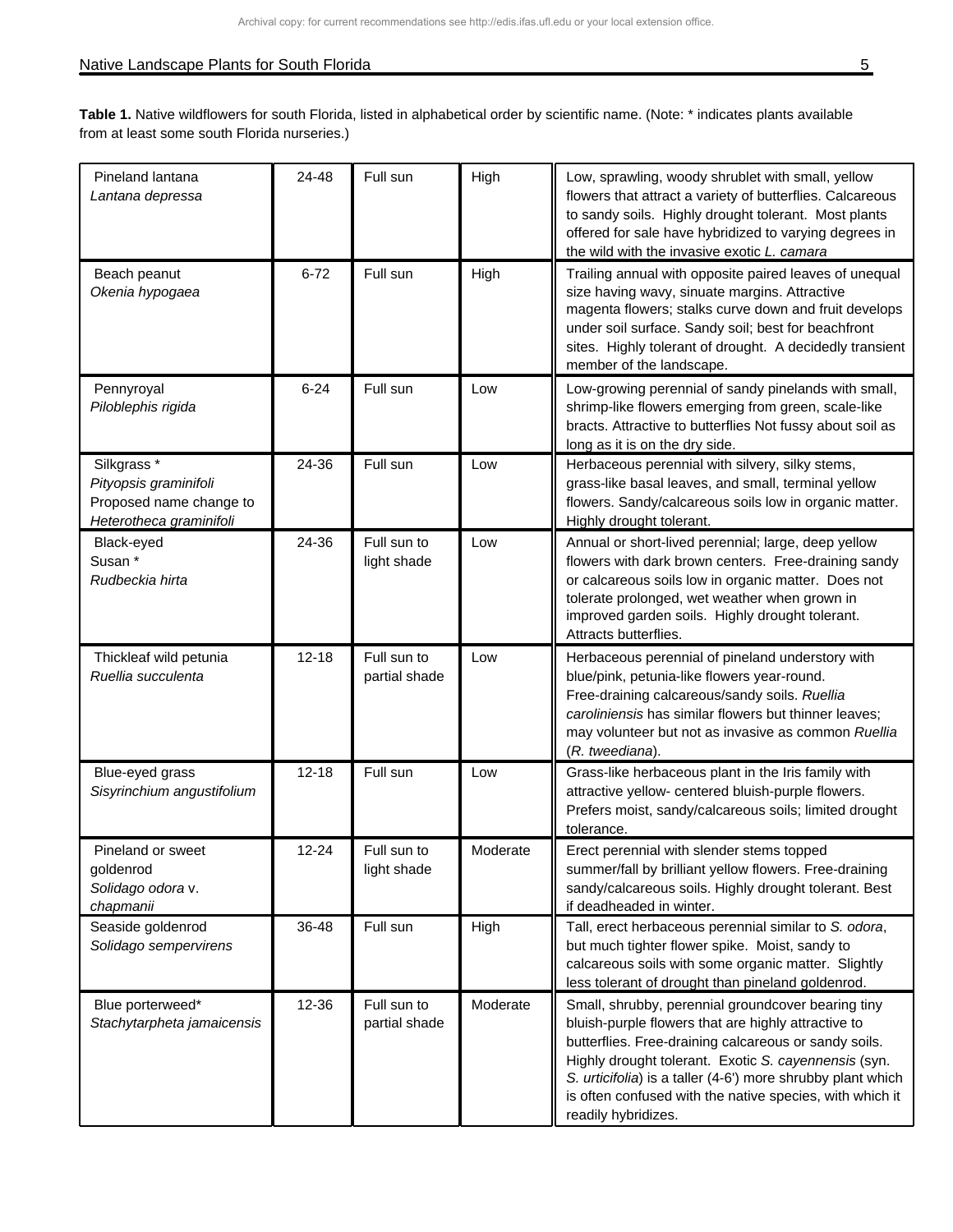**Table 1.** Native wildflowers for south Florida, listed in alphabetical order by scientific name. (Note: * indicates plants available from at least some south Florida nurseries.)

| | | | | |
|---|---|---|---|---|
| Pineland lantana *Lantana depressa* | 24-48 | Full sun | High | Low, sprawling, woody shrublet with small, yellow flowers that attract a variety of butterflies. Calcareous to sandy soils. Highly drought tolerant. Most plants offered for sale have hybridized to varying degrees in the wild with the invasive exotic *L. camara* |
| Beach peanut *Okenia hypogaea* | 6-72 | Full sun | High | Trailing annual with opposite paired leaves of unequal size having wavy, sinuate margins. Attractive magenta flowers; stalks curve down and fruit develops under soil surface. Sandy soil; best for beachfront sites. Highly tolerant of drought. A decidedly transient member of the landscape. |
| Pennyroyal *Piloblephis rigida* | 6-24 | Full sun | Low | Low-growing perennial of sandy pinelands with small, shrimp-like flowers emerging from green, scale-like bracts. Attractive to butterflies Not fussy about soil as long as it is on the dry side. |
| Silkgrass * *Pityopsis graminifoli* Proposed name change to *Heterotheca graminifoli* | 24-36 | Full sun | Low | Herbaceous perennial with silvery, silky stems, grass-like basal leaves, and small, terminal yellow flowers. Sandy/calcareous soils low in organic matter. Highly drought tolerant. |
| Black-eyed Susan * *Rudbeckia hirta* | 24-36 | Full sun to light shade | Low | Annual or short-lived perennial; large, deep yellow flowers with dark brown centers. Free-draining sandy or calcareous soils low in organic matter. Does not tolerate prolonged, wet weather when grown in improved garden soils. Highly drought tolerant. Attracts butterflies. |
| Thickleaf wild petunia *Ruellia succulenta* | 12-18 | Full sun to partial shade | Low | Herbaceous perennial of pineland understory with blue/pink, petunia-like flowers year-round. Free-draining calcareous/sandy soils. *Ruellia caroliniensis* has similar flowers but thinner leaves; may volunteer but not as invasive as common *Ruellia* (*R. tweediana*). |
| Blue-eyed grass *Sisyrinchium angustifolium* | 12-18 | Full sun | Low | Grass-like herbaceous plant in the Iris family with attractive yellow- centered bluish-purple flowers. Prefers moist, sandy/calcareous soils; limited drought tolerance. |
| Pineland or sweet goldenrod *Solidago odora* v. *chapmanii* | 12-24 | Full sun to light shade | Moderate | Erect perennial with slender stems topped summer/fall by brilliant yellow flowers. Free-draining sandy/calcareous soils. Highly drought tolerant. Best if deadheaded in winter. |
| Seaside goldenrod *Solidago sempervirens* | 36-48 | Full sun | High | Tall, erect herbaceous perennial similar to *S. odora*, but much tighter flower spike. Moist, sandy to calcareous soils with some organic matter. Slightly less tolerant of drought than pineland goldenrod. |
| Blue porterweed* *Stachytarpheta jamaicensis* | 12-36 | Full sun to partial shade | Moderate | Small, shrubby, perennial groundcover bearing tiny bluish-purple flowers that are highly attractive to butterflies. Free-draining calcareous or sandy soils. Highly drought tolerant. Exotic *S. cayennensis* (syn. *S. urticifolia*) is a taller (4-6') more shrubby plant which is often confused with the native species, with which it readily hybridizes. |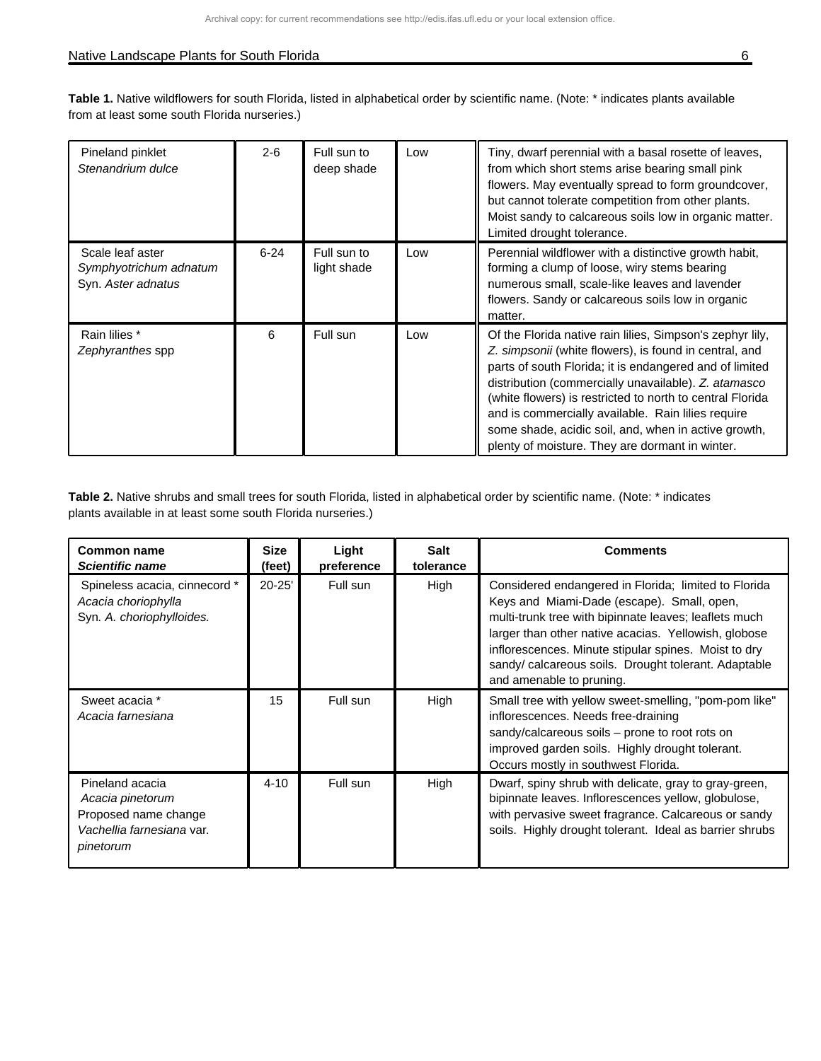**Table 1.** Native wildflowers for south Florida, listed in alphabetical order by scientific name. (Note: * indicates plants available from at least some south Florida nurseries.)

| | | | | |
|---|---|---|---|---|
| Pineland pinklet<br>*Stenandrium dulce* | 2-6 | Full sun to deep shade | Low | Tiny, dwarf perennial with a basal rosette of leaves, from which short stems arise bearing small pink flowers. May eventually spread to form groundcover, but cannot tolerate competition from other plants. Moist sandy to calcareous soils low in organic matter. Limited drought tolerance. |
| Scale leaf aster<br>*Symphyotrichum adnatum*<br>Syn. *Aster adnatus* | 6-24 | Full sun to light shade | Low | Perennial wildflower with a distinctive growth habit, forming a clump of loose, wiry stems bearing numerous small, scale-like leaves and lavender flowers. Sandy or calcareous soils low in organic matter. |
| Rain lilies *<br>*Zephyranthes* spp | 6 | Full sun | Low | Of the Florida native rain lilies, Simpson's zephyr lily, *Z. simpsonii* (white flowers), is found in central, and parts of south Florida; it is endangered and of limited distribution (commercially unavailable). *Z. atamasco* (white flowers) is restricted to north to central Florida and is commercially available. Rain lilies require some shade, acidic soil, and, when in active growth, plenty of moisture. They are dormant in winter. |

**Table 2.** Native shrubs and small trees for south Florida, listed in alphabetical order by scientific name. (Note: * indicates plants available in at least some south Florida nurseries.)

| Common name<br>*Scientific name* | Size (feet) | Light preference | Salt tolerance | Comments |
|---|---|---|---|---|
| Spineless acacia, cinnecord *<br>*Acacia choriophylla*<br>Syn. *A. choriophylloides.* | 20-25' | Full sun | High | Considered endangered in Florida; limited to Florida Keys and Miami-Dade (escape). Small, open, multi-trunk tree with bipinnate leaves; leaflets much larger than other native acacias. Yellowish, globose inflorescences. Minute stipular spines. Moist to dry sandy/ calcareous soils. Drought tolerant. Adaptable and amenable to pruning. |
| Sweet acacia *<br>*Acacia farnesiana* | 15 | Full sun | High | Small tree with yellow sweet-smelling, "pom-pom like" inflorescences. Needs free-draining sandy/calcareous soils – prone to root rots on improved garden soils. Highly drought tolerant. Occurs mostly in southwest Florida. |
| Pineland acacia<br>*Acacia pinetorum*<br>Proposed name change<br>*Vachellia farnesiana* var. *pinetorum* | 4-10 | Full sun | High | Dwarf, spiny shrub with delicate, gray to gray-green, bipinnate leaves. Inflorescences yellow, globulose, with pervasive sweet fragrance. Calcareous or sandy soils. Highly drought tolerant. Ideal as barrier shrubs |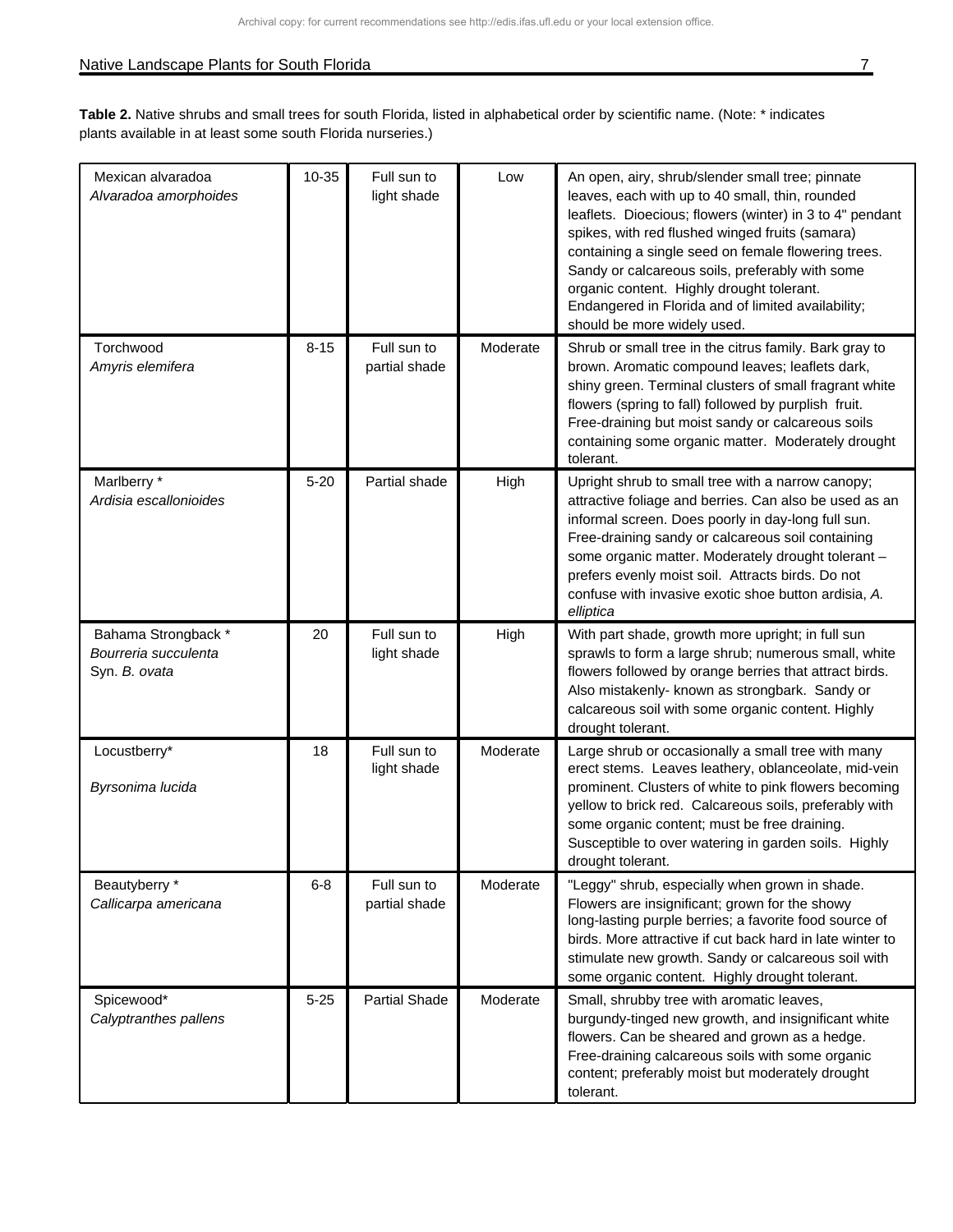**Table 2.** Native shrubs and small trees for south Florida, listed in alphabetical order by scientific name. (Note: * indicates plants available in at least some south Florida nurseries.)

| | | | | |
|---|---|---|---|---|
| Mexican alvaradoa *Alvaradoa amorphoides* | 10-35 | Full sun to light shade | Low | An open, airy, shrub/slender small tree; pinnate leaves, each with up to 40 small, thin, rounded leaflets. Dioecious; flowers (winter) in 3 to 4" pendant spikes, with red flushed winged fruits (samara) containing a single seed on female flowering trees. Sandy or calcareous soils, preferably with some organic content. Highly drought tolerant. Endangered in Florida and of limited availability; should be more widely used. |
| Torchwood *Amyris elemifera* | 8-15 | Full sun to partial shade | Moderate | Shrub or small tree in the citrus family. Bark gray to brown. Aromatic compound leaves; leaflets dark, shiny green. Terminal clusters of small fragrant white flowers (spring to fall) followed by purplish fruit. Free-draining but moist sandy or calcareous soils containing some organic matter. Moderately drought tolerant. |
| Marlberry * *Ardisia escallonioides* | 5-20 | Partial shade | High | Upright shrub to small tree with a narrow canopy; attractive foliage and berries. Can also be used as an informal screen. Does poorly in day-long full sun. Free-draining sandy or calcareous soil containing some organic matter. Moderately drought tolerant – prefers evenly moist soil. Attracts birds. Do not confuse with invasive exotic shoe button ardisia, *A. elliptica* |
| Bahama Strongback * *Bourreria succulenta* Syn. *B. ovata* | 20 | Full sun to light shade | High | With part shade, growth more upright; in full sun sprawls to form a large shrub; numerous small, white flowers followed by orange berries that attract birds. Also mistakenly- known as strongbark. Sandy or calcareous soil with some organic content. Highly drought tolerant. |
| Locustberry* *Byrsonima lucida* | 18 | Full sun to light shade | Moderate | Large shrub or occasionally a small tree with many erect stems. Leaves leathery, oblanceolate, mid-vein prominent. Clusters of white to pink flowers becoming yellow to brick red. Calcareous soils, preferably with some organic content; must be free draining. Susceptible to over watering in garden soils. Highly drought tolerant. |
| Beautyberry * *Callicarpa americana* | 6-8 | Full sun to partial shade | Moderate | "Leggy" shrub, especially when grown in shade. Flowers are insignificant; grown for the showy long-lasting purple berries; a favorite food source of birds. More attractive if cut back hard in late winter to stimulate new growth. Sandy or calcareous soil with some organic content. Highly drought tolerant. |
| Spicewood* *Calyptranthes pallens* | 5-25 | Partial Shade | Moderate | Small, shrubby tree with aromatic leaves, burgundy-tinged new growth, and insignificant white flowers. Can be sheared and grown as a hedge. Free-draining calcareous soils with some organic content; preferably moist but moderately drought tolerant. |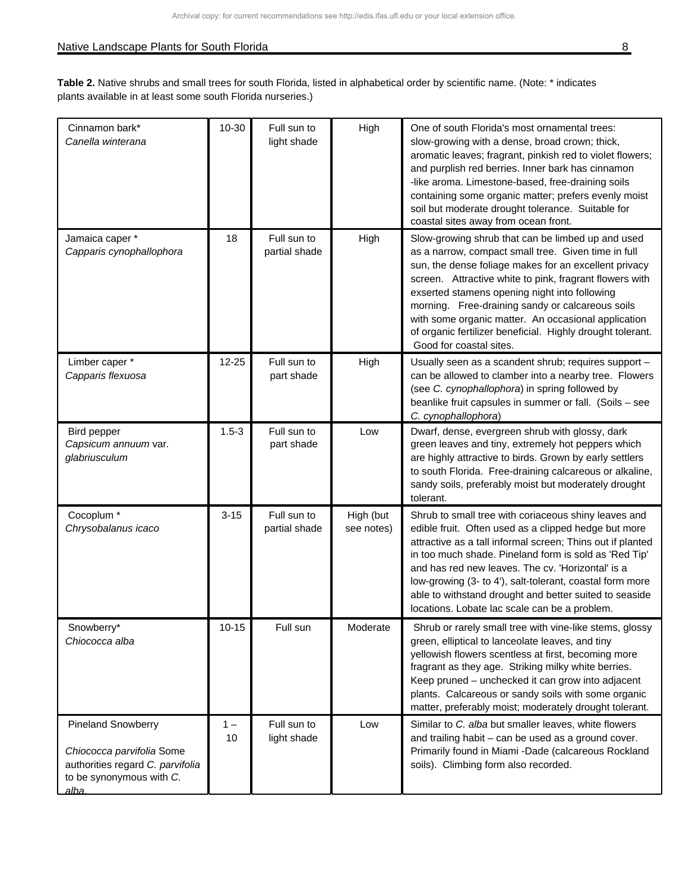**Table 2.** Native shrubs and small trees for south Florida, listed in alphabetical order by scientific name. (Note: * indicates plants available in at least some south Florida nurseries.)

| | | | | |
|---|---|---|---|---|
| Cinnamon bark* *Canella winterana* | 10-30 | Full sun to light shade | High | One of south Florida's most ornamental trees: slow-growing with a dense, broad crown; thick, aromatic leaves; fragrant, pinkish red to violet flowers; and purplish red berries. Inner bark has cinnamon -like aroma. Limestone-based, free-draining soils containing some organic matter; prefers evenly moist soil but moderate drought tolerance. Suitable for coastal sites away from ocean front. |
| Jamaica caper * *Capparis cynophallophora* | 18 | Full sun to partial shade | High | Slow-growing shrub that can be limbed up and used as a narrow, compact small tree. Given time in full sun, the dense foliage makes for an excellent privacy screen. Attractive white to pink, fragrant flowers with exserted stamens opening night into following morning. Free-draining sandy or calcareous soils with some organic matter. An occasional application of organic fertilizer beneficial. Highly drought tolerant. Good for coastal sites. |
| Limber caper * *Capparis flexuosa* | 12-25 | Full sun to part shade | High | Usually seen as a scandent shrub; requires support – can be allowed to clamber into a nearby tree. Flowers (see *C. cynophallophora*) in spring followed by beanlike fruit capsules in summer or fall. (Soils – see *C. cynophallophora*) |
| Bird pepper *Capsicum annuum* var. *glabriusculum* | 1.5-3 | Full sun to part shade | Low | Dwarf, dense, evergreen shrub with glossy, dark green leaves and tiny, extremely hot peppers which are highly attractive to birds. Grown by early settlers to south Florida. Free-draining calcareous or alkaline, sandy soils, preferably moist but moderately drought tolerant. |
| Cocoplum * *Chrysobalanus icaco* | 3-15 | Full sun to partial shade | High (but see notes) | Shrub to small tree with coriaceous shiny leaves and edible fruit. Often used as a clipped hedge but more attractive as a tall informal screen; Thins out if planted in too much shade. Pineland form is sold as 'Red Tip' and has red new leaves. The cv. 'Horizontal' is a low-growing (3- to 4'), salt-tolerant, coastal form more able to withstand drought and better suited to seaside locations. Lobate lac scale can be a problem. |
| Snowberry* *Chiococca alba* | 10-15 | Full sun | Moderate | Shrub or rarely small tree with vine-like stems, glossy green, elliptical to lanceolate leaves, and tiny yellowish flowers scentless at first, becoming more fragrant as they age. Striking milky white berries. Keep pruned – unchecked it can grow into adjacent plants. Calcareous or sandy soils with some organic matter, preferably moist; moderately drought tolerant. |
| Pineland Snowberry *Chiococca parvifolia* Some authorities regard *C. parvifolia* to be synonymous with *C. alba*. | 1 – 10 | Full sun to light shade | Low | Similar to *C. alba* but smaller leaves, white flowers and trailing habit – can be used as a ground cover. Primarily found in Miami -Dade (calcareous Rockland soils). Climbing form also recorded. |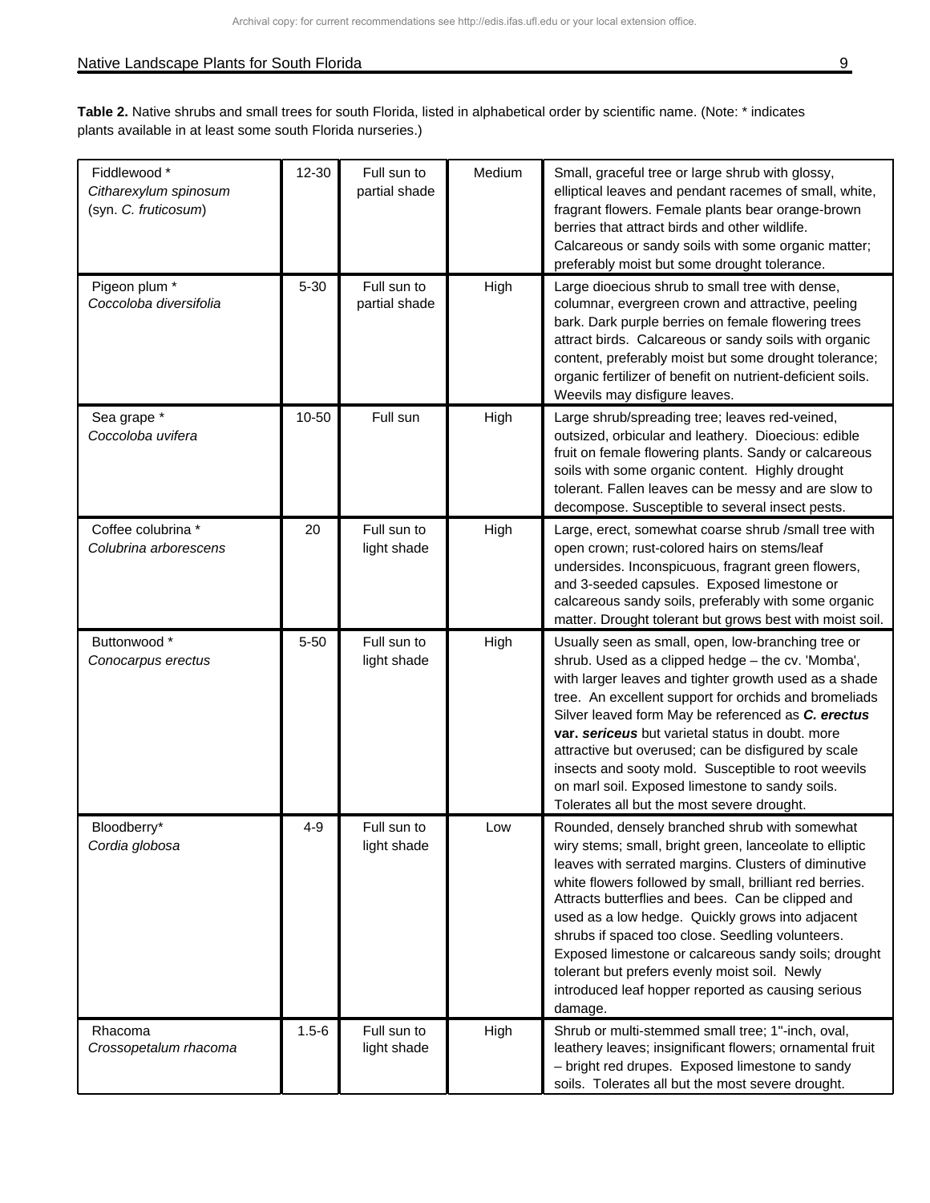**Table 2.** Native shrubs and small trees for south Florida, listed in alphabetical order by scientific name. (Note: * indicates plants available in at least some south Florida nurseries.)

| | | | | |
|---|---|---|---|---|
| Fiddlewood *<br>*Citharexylum spinosum*<br>(syn. *C. fruticosum*) | 12-30 | Full sun to partial shade | Medium | Small, graceful tree or large shrub with glossy, elliptical leaves and pendant racemes of small, white, fragrant flowers. Female plants bear orange-brown berries that attract birds and other wildlife. Calcareous or sandy soils with some organic matter; preferably moist but some drought tolerance. |
| Pigeon plum *<br>*Coccoloba diversifolia* | 5-30 | Full sun to partial shade | High | Large dioecious shrub to small tree with dense, columnar, evergreen crown and attractive, peeling bark. Dark purple berries on female flowering trees attract birds. Calcareous or sandy soils with organic content, preferably moist but some drought tolerance; organic fertilizer of benefit on nutrient-deficient soils. Weevils may disfigure leaves. |
| Sea grape *<br>*Coccoloba uvifera* | 10-50 | Full sun | High | Large shrub/spreading tree; leaves red-veined, outsized, orbicular and leathery. Dioecious: edible fruit on female flowering plants. Sandy or calcareous soils with some organic content. Highly drought tolerant. Fallen leaves can be messy and are slow to decompose. Susceptible to several insect pests. |
| Coffee colubrina *<br>*Colubrina arborescens* | 20 | Full sun to light shade | High | Large, erect, somewhat coarse shrub /small tree with open crown; rust-colored hairs on stems/leaf undersides. Inconspicuous, fragrant green flowers, and 3-seeded capsules. Exposed limestone or calcareous sandy soils, preferably with some organic matter. Drought tolerant but grows best with moist soil. |
| Buttonwood *<br>*Conocarpus erectus* | 5-50 | Full sun to light shade | High | Usually seen as small, open, low-branching tree or shrub. Used as a clipped hedge – the cv. 'Momba', with larger leaves and tighter growth used as a shade tree. An excellent support for orchids and bromeliads Silver leaved form May be referenced as ***C. erectus* var. *sericeus*** but varietal status in doubt. more attractive but overused; can be disfigured by scale insects and sooty mold. Susceptible to root weevils on marl soil. Exposed limestone to sandy soils. Tolerates all but the most severe drought. |
| Bloodberry*<br>*Cordia globosa* | 4-9 | Full sun to light shade | Low | Rounded, densely branched shrub with somewhat wiry stems; small, bright green, lanceolate to elliptic leaves with serrated margins. Clusters of diminutive white flowers followed by small, brilliant red berries. Attracts butterflies and bees. Can be clipped and used as a low hedge. Quickly grows into adjacent shrubs if spaced too close. Seedling volunteers. Exposed limestone or calcareous sandy soils; drought tolerant but prefers evenly moist soil. Newly introduced leaf hopper reported as causing serious damage. |
| Rhacoma<br>*Crossopetalum rhacoma* | 1.5-6 | Full sun to light shade | High | Shrub or multi-stemmed small tree; 1"-inch, oval, leathery leaves; insignificant flowers; ornamental fruit – bright red drupes. Exposed limestone to sandy soils. Tolerates all but the most severe drought. |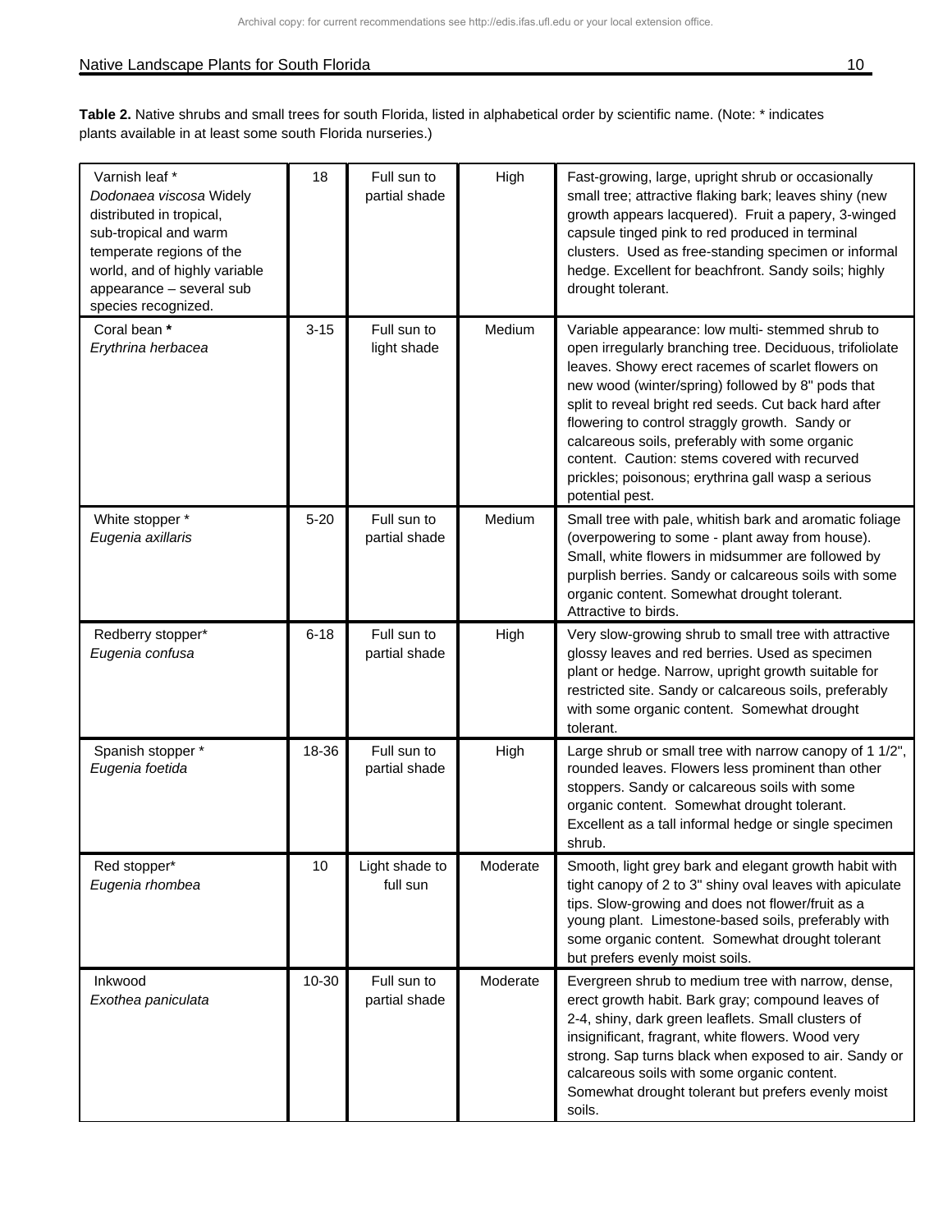**Table 2.** Native shrubs and small trees for south Florida, listed in alphabetical order by scientific name. (Note: * indicates plants available in at least some south Florida nurseries.)

| | | | | |
|---|---|---|---|---|
| Varnish leaf * *Dodonaea viscosa* Widely distributed in tropical, sub-tropical and warm temperate regions of the world, and of highly variable appearance – several sub species recognized. | 18 | Full sun to partial shade | High | Fast-growing, large, upright shrub or occasionally small tree; attractive flaking bark; leaves shiny (new growth appears lacquered). Fruit a papery, 3-winged capsule tinged pink to red produced in terminal clusters. Used as free-standing specimen or informal hedge. Excellent for beachfront. Sandy soils; highly drought tolerant. |
| Coral bean **\*** *Erythrina herbacea* | 3-15 | Full sun to light shade | Medium | Variable appearance: low multi- stemmed shrub to open irregularly branching tree. Deciduous, trifoliolate leaves. Showy erect racemes of scarlet flowers on new wood (winter/spring) followed by 8" pods that split to reveal bright red seeds. Cut back hard after flowering to control straggly growth. Sandy or calcareous soils, preferably with some organic content. Caution: stems covered with recurved prickles; poisonous; erythrina gall wasp a serious potential pest. |
| White stopper * *Eugenia axillaris* | 5-20 | Full sun to partial shade | Medium | Small tree with pale, whitish bark and aromatic foliage (overpowering to some - plant away from house). Small, white flowers in midsummer are followed by purplish berries. Sandy or calcareous soils with some organic content. Somewhat drought tolerant. Attractive to birds. |
| Redberry stopper* *Eugenia confusa* | 6-18 | Full sun to partial shade | High | Very slow-growing shrub to small tree with attractive glossy leaves and red berries. Used as specimen plant or hedge. Narrow, upright growth suitable for restricted site. Sandy or calcareous soils, preferably with some organic content. Somewhat drought tolerant. |
| Spanish stopper * *Eugenia foetida* | 18-36 | Full sun to partial shade | High | Large shrub or small tree with narrow canopy of 1 1/2", rounded leaves. Flowers less prominent than other stoppers. Sandy or calcareous soils with some organic content. Somewhat drought tolerant. Excellent as a tall informal hedge or single specimen shrub. |
| Red stopper* *Eugenia rhombea* | 10 | Light shade to full sun | Moderate | Smooth, light grey bark and elegant growth habit with tight canopy of 2 to 3" shiny oval leaves with apiculate tips. Slow-growing and does not flower/fruit as a young plant. Limestone-based soils, preferably with some organic content. Somewhat drought tolerant but prefers evenly moist soils. |
| Inkwood *Exothea paniculata* | 10-30 | Full sun to partial shade | Moderate | Evergreen shrub to medium tree with narrow, dense, erect growth habit. Bark gray; compound leaves of 2-4, shiny, dark green leaflets. Small clusters of insignificant, fragrant, white flowers. Wood very strong. Sap turns black when exposed to air. Sandy or calcareous soils with some organic content. Somewhat drought tolerant but prefers evenly moist soils. |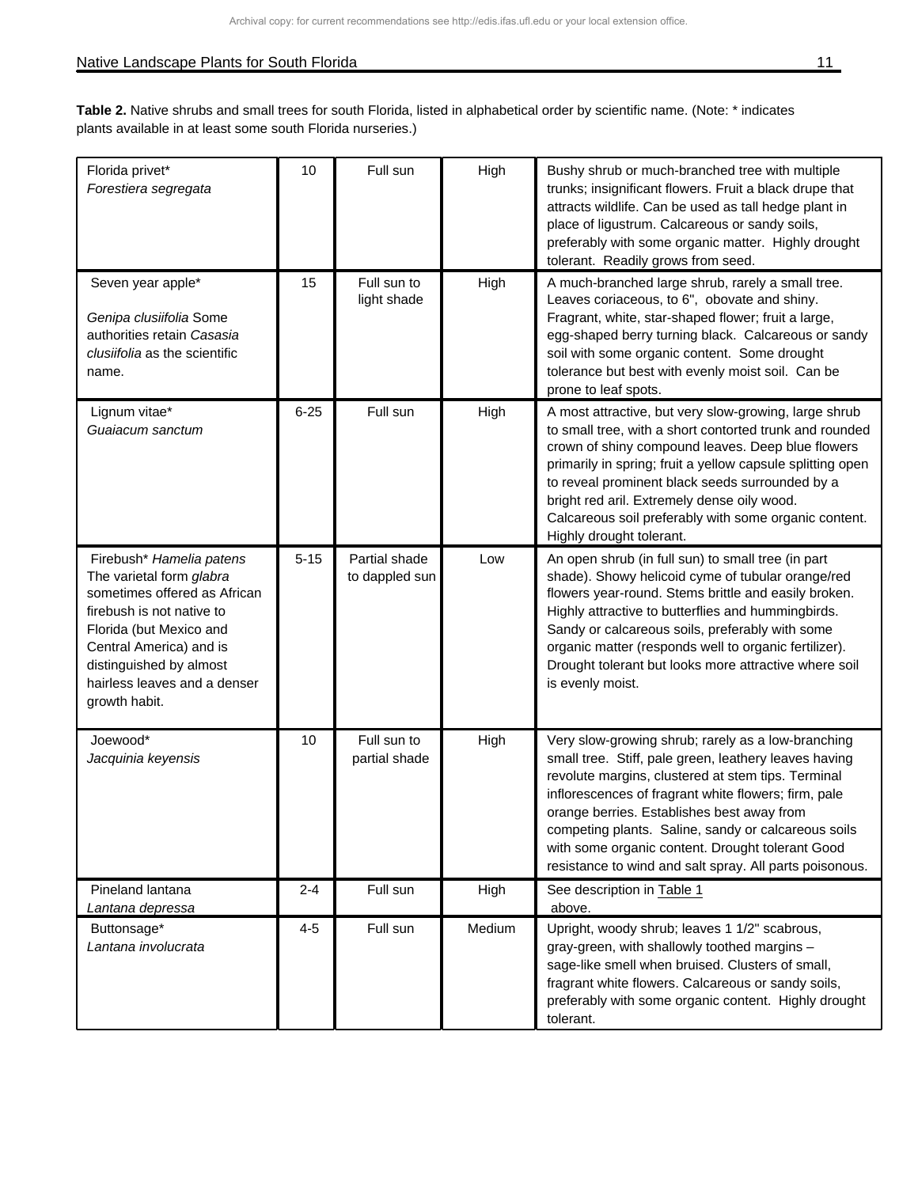**Table 2.** Native shrubs and small trees for south Florida, listed in alphabetical order by scientific name. (Note: * indicates plants available in at least some south Florida nurseries.)

| | | | | |
|---|---|---|---|---|
| Florida privet* *Forestiera segregata* | 10 | Full sun | High | Bushy shrub or much-branched tree with multiple trunks; insignificant flowers. Fruit a black drupe that attracts wildlife. Can be used as tall hedge plant in place of ligustrum. Calcareous or sandy soils, preferably with some organic matter. Highly drought tolerant. Readily grows from seed. |
| Seven year apple* *Genipa clusiifolia* Some authorities retain *Casasia clusiifolia* as the scientific name. | 15 | Full sun to light shade | High | A much-branched large shrub, rarely a small tree. Leaves coriaceous, to 6", obovate and shiny. Fragrant, white, star-shaped flower; fruit a large, egg-shaped berry turning black. Calcareous or sandy soil with some organic content. Some drought tolerance but best with evenly moist soil. Can be prone to leaf spots. |
| Lignum vitae* *Guaiacum sanctum* | 6-25 | Full sun | High | A most attractive, but very slow-growing, large shrub to small tree, with a short contorted trunk and rounded crown of shiny compound leaves. Deep blue flowers primarily in spring; fruit a yellow capsule splitting open to reveal prominent black seeds surrounded by a bright red aril. Extremely dense oily wood. Calcareous soil preferably with some organic content. Highly drought tolerant. |
| Firebush* *Hamelia patens* The varietal form *glabra* sometimes offered as African firebush is not native to Florida (but Mexico and Central America) and is distinguished by almost hairless leaves and a denser growth habit. | 5-15 | Partial shade to dappled sun | Low | An open shrub (in full sun) to small tree (in part shade). Showy helicoid cyme of tubular orange/red flowers year-round. Stems brittle and easily broken. Highly attractive to butterflies and hummingbirds. Sandy or calcareous soils, preferably with some organic matter (responds well to organic fertilizer). Drought tolerant but looks more attractive where soil is evenly moist. |
| Joewood* *Jacquinia keyensis* | 10 | Full sun to partial shade | High | Very slow-growing shrub; rarely as a low-branching small tree. Stiff, pale green, leathery leaves having revolute margins, clustered at stem tips. Terminal inflorescences of fragrant white flowers; firm, pale orange berries. Establishes best away from competing plants. Saline, sandy or calcareous soils with some organic content. Drought tolerant Good resistance to wind and salt spray. All parts poisonous. |
| Pineland lantana *Lantana depressa* | 2-4 | Full sun | High | See description in Table 1 above. |
| Buttonsage* *Lantana involucrata* | 4-5 | Full sun | Medium | Upright, woody shrub; leaves 1 1/2" scabrous, gray-green, with shallowly toothed margins – sage-like smell when bruised. Clusters of small, fragrant white flowers. Calcareous or sandy soils, preferably with some organic content. Highly drought tolerant. |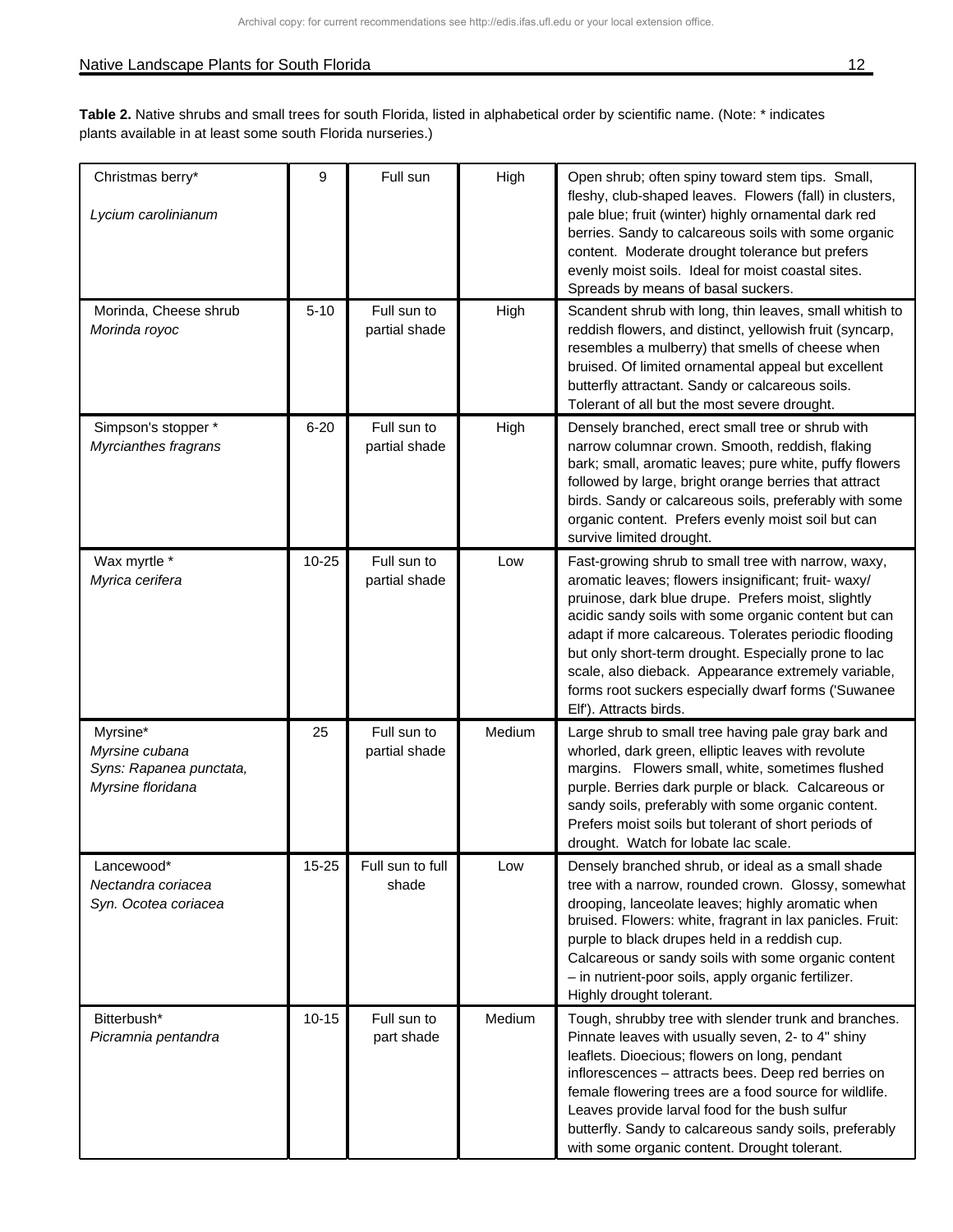**Table 2.** Native shrubs and small trees for south Florida, listed in alphabetical order by scientific name. (Note: * indicates plants available in at least some south Florida nurseries.)

| | | | | |
|---|---|---|---|---|
| Christmas berry* *Lycium carolinianum* | 9 | Full sun | High | Open shrub; often spiny toward stem tips. Small, fleshy, club-shaped leaves. Flowers (fall) in clusters, pale blue; fruit (winter) highly ornamental dark red berries. Sandy to calcareous soils with some organic content. Moderate drought tolerance but prefers evenly moist soils. Ideal for moist coastal sites. Spreads by means of basal suckers. |
| Morinda, Cheese shrub *Morinda royoc* | 5-10 | Full sun to partial shade | High | Scandent shrub with long, thin leaves, small whitish to reddish flowers, and distinct, yellowish fruit (syncarp, resembles a mulberry) that smells of cheese when bruised. Of limited ornamental appeal but excellent butterfly attractant. Sandy or calcareous soils. Tolerant of all but the most severe drought. |
| Simpson's stopper * *Myrcianthes fragrans* | 6-20 | Full sun to partial shade | High | Densely branched, erect small tree or shrub with narrow columnar crown. Smooth, reddish, flaking bark; small, aromatic leaves; pure white, puffy flowers followed by large, bright orange berries that attract birds. Sandy or calcareous soils, preferably with some organic content. Prefers evenly moist soil but can survive limited drought. |
| Wax myrtle * *Myrica cerifera* | 10-25 | Full sun to partial shade | Low | Fast-growing shrub to small tree with narrow, waxy, aromatic leaves; flowers insignificant; fruit- waxy/ pruinose, dark blue drupe. Prefers moist, slightly acidic sandy soils with some organic content but can adapt if more calcareous. Tolerates periodic flooding but only short-term drought. Especially prone to lac scale, also dieback. Appearance extremely variable, forms root suckers especially dwarf forms ('Suwanee Elf'). Attracts birds. |
| Myrsine* *Myrsine cubana* *Syns: Rapanea punctata, Myrsine floridana* | 25 | Full sun to partial shade | Medium | Large shrub to small tree having pale gray bark and whorled, dark green, elliptic leaves with revolute margins. Flowers small, white, sometimes flushed purple. Berries dark purple or black. Calcareous or sandy soils, preferably with some organic content. Prefers moist soils but tolerant of short periods of drought. Watch for lobate lac scale. |
| Lancewood* *Nectandra coriacea* *Syn. Ocotea coriacea* | 15-25 | Full sun to full shade | Low | Densely branched shrub, or ideal as a small shade tree with a narrow, rounded crown. Glossy, somewhat drooping, lanceolate leaves; highly aromatic when bruised. Flowers: white, fragrant in lax panicles. Fruit: purple to black drupes held in a reddish cup. Calcareous or sandy soils with some organic content – in nutrient-poor soils, apply organic fertilizer. Highly drought tolerant. |
| Bitterbush* *Picramnia pentandra* | 10-15 | Full sun to part shade | Medium | Tough, shrubby tree with slender trunk and branches. Pinnate leaves with usually seven, 2- to 4" shiny leaflets. Dioecious; flowers on long, pendant inflorescences – attracts bees. Deep red berries on female flowering trees are a food source for wildlife. Leaves provide larval food for the bush sulfur butterfly. Sandy to calcareous sandy soils, preferably with some organic content. Drought tolerant. |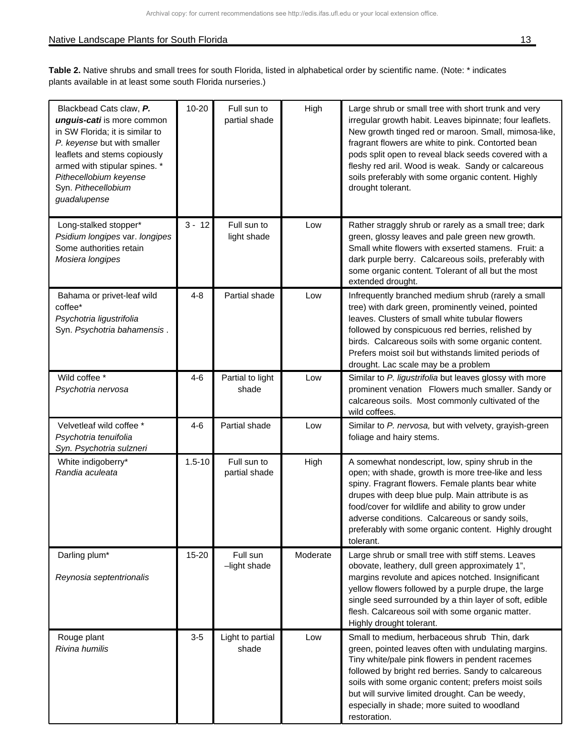Archival copy: for current recommendations see http://edis.ifas.ufl.edu or your local extension office.

**Table 2.** Native shrubs and small trees for south Florida, listed in alphabetical order by scientific name. (Note: * indicates plants available in at least some south Florida nurseries.)

| | | | | |
|---|---|---|---|---|
| Blackbead Cats claw, ***P. unguis-cati*** is more common in SW Florida; it is similar to *P. keyense* but with smaller leaflets and stems copiously armed with stipular spines. * *Pithecellobium keyense* Syn. *Pithecellobium guadalupense* | 10-20 | Full sun to partial shade | High | Large shrub or small tree with short trunk and very irregular growth habit. Leaves bipinnate; four leaflets. New growth tinged red or maroon. Small, mimosa-like, fragrant flowers are white to pink. Contorted bean pods split open to reveal black seeds covered with a fleshy red aril. Wood is weak. Sandy or calcareous soils preferably with some organic content. Highly drought tolerant. |
| Long-stalked stopper* *Psidium longipes* var. *longipes* Some authorities retain *Mosiera longipes* | 3 - 12 | Full sun to light shade | Low | Rather straggly shrub or rarely as a small tree; dark green, glossy leaves and pale green new growth. Small white flowers with exserted stamens. Fruit: a dark purple berry. Calcareous soils, preferably with some organic content. Tolerant of all but the most extended drought. |
| Bahama or privet-leaf wild coffee* *Psychotria ligustrifolia* Syn. *Psychotria bahamensis* . | 4-8 | Partial shade | Low | Infrequently branched medium shrub (rarely a small tree) with dark green, prominently veined, pointed leaves. Clusters of small white tubular flowers followed by conspicuous red berries, relished by birds. Calcareous soils with some organic content. Prefers moist soil but withstands limited periods of drought. Lac scale may be a problem |
| Wild coffee * *Psychotria nervosa* | 4-6 | Partial to light shade | Low | Similar to *P. ligustrifolia* but leaves glossy with more prominent venation Flowers much smaller. Sandy or calcareous soils. Most commonly cultivated of the wild coffees. |
| Velvetleaf wild coffee * *Psychotria tenuifolia* *Syn. Psychotria sulzneri* | 4-6 | Partial shade | Low | Similar to *P. nervosa,* but with velvety, grayish-green foliage and hairy stems. |
| White indigoberry* *Randia aculeata* | 1.5-10 | Full sun to partial shade | High | A somewhat nondescript, low, spiny shrub in the open; with shade, growth is more tree-like and less spiny. Fragrant flowers. Female plants bear white drupes with deep blue pulp. Main attribute is as food/cover for wildlife and ability to grow under adverse conditions. Calcareous or sandy soils, preferably with some organic content. Highly drought tolerant. |
| Darling plum* *Reynosia septentrionalis* | 15-20 | Full sun –light shade | Moderate | Large shrub or small tree with stiff stems. Leaves obovate, leathery, dull green approximately 1", margins revolute and apices notched. Insignificant yellow flowers followed by a purple drupe, the large single seed surrounded by a thin layer of soft, edible flesh. Calcareous soil with some organic matter. Highly drought tolerant. |
| Rouge plant *Rivina humilis* | 3-5 | Light to partial shade | Low | Small to medium, herbaceous shrub Thin, dark green, pointed leaves often with undulating margins. Tiny white/pale pink flowers in pendent racemes followed by bright red berries. Sandy to calcareous soils with some organic content; prefers moist soils but will survive limited drought. Can be weedy, especially in shade; more suited to woodland restoration. |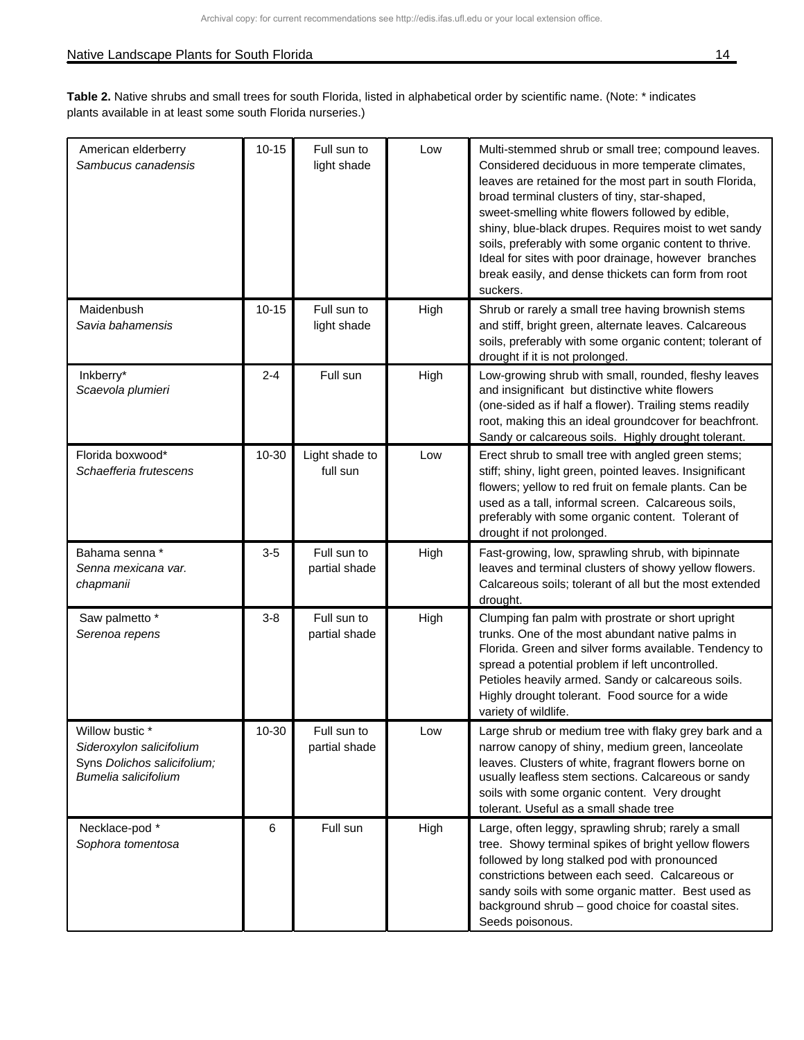**Table 2.** Native shrubs and small trees for south Florida, listed in alphabetical order by scientific name. (Note: * indicates plants available in at least some south Florida nurseries.)

| | | | | |
|---|---|---|---|---|
| American elderberry *Sambucus canadensis* | 10-15 | Full sun to light shade | Low | Multi-stemmed shrub or small tree; compound leaves. Considered deciduous in more temperate climates, leaves are retained for the most part in south Florida, broad terminal clusters of tiny, star-shaped, sweet-smelling white flowers followed by edible, shiny, blue-black drupes. Requires moist to wet sandy soils, preferably with some organic content to thrive. Ideal for sites with poor drainage, however branches break easily, and dense thickets can form from root suckers. |
| Maidenbush *Savia bahamensis* | 10-15 | Full sun to light shade | High | Shrub or rarely a small tree having brownish stems and stiff, bright green, alternate leaves. Calcareous soils, preferably with some organic content; tolerant of drought if it is not prolonged. |
| Inkberry* *Scaevola plumieri* | 2-4 | Full sun | High | Low-growing shrub with small, rounded, fleshy leaves and insignificant but distinctive white flowers (one-sided as if half a flower). Trailing stems readily root, making this an ideal groundcover for beachfront. Sandy or calcareous soils. Highly drought tolerant. |
| Florida boxwood* *Schaefferia frutescens* | 10-30 | Light shade to full sun | Low | Erect shrub to small tree with angled green stems; stiff; shiny, light green, pointed leaves. Insignificant flowers; yellow to red fruit on female plants. Can be used as a tall, informal screen. Calcareous soils, preferably with some organic content. Tolerant of drought if not prolonged. |
| Bahama senna * *Senna mexicana var. chapmanii* | 3-5 | Full sun to partial shade | High | Fast-growing, low, sprawling shrub, with bipinnate leaves and terminal clusters of showy yellow flowers. Calcareous soils; tolerant of all but the most extended drought. |
| Saw palmetto * *Serenoa repens* | 3-8 | Full sun to partial shade | High | Clumping fan palm with prostrate or short upright trunks. One of the most abundant native palms in Florida. Green and silver forms available. Tendency to spread a potential problem if left uncontrolled. Petioles heavily armed. Sandy or calcareous soils. Highly drought tolerant. Food source for a wide variety of wildlife. |
| Willow bustic * *Sideroxylon salicifolium* Syns *Dolichos salicifolium; Bumelia salicifolium* | 10-30 | Full sun to partial shade | Low | Large shrub or medium tree with flaky grey bark and a narrow canopy of shiny, medium green, lanceolate leaves. Clusters of white, fragrant flowers borne on usually leafless stem sections. Calcareous or sandy soils with some organic content. Very drought tolerant. Useful as a small shade tree |
| Necklace-pod * *Sophora tomentosa* | 6 | Full sun | High | Large, often leggy, sprawling shrub; rarely a small tree. Showy terminal spikes of bright yellow flowers followed by long stalked pod with pronounced constrictions between each seed. Calcareous or sandy soils with some organic matter. Best used as background shrub – good choice for coastal sites. Seeds poisonous. |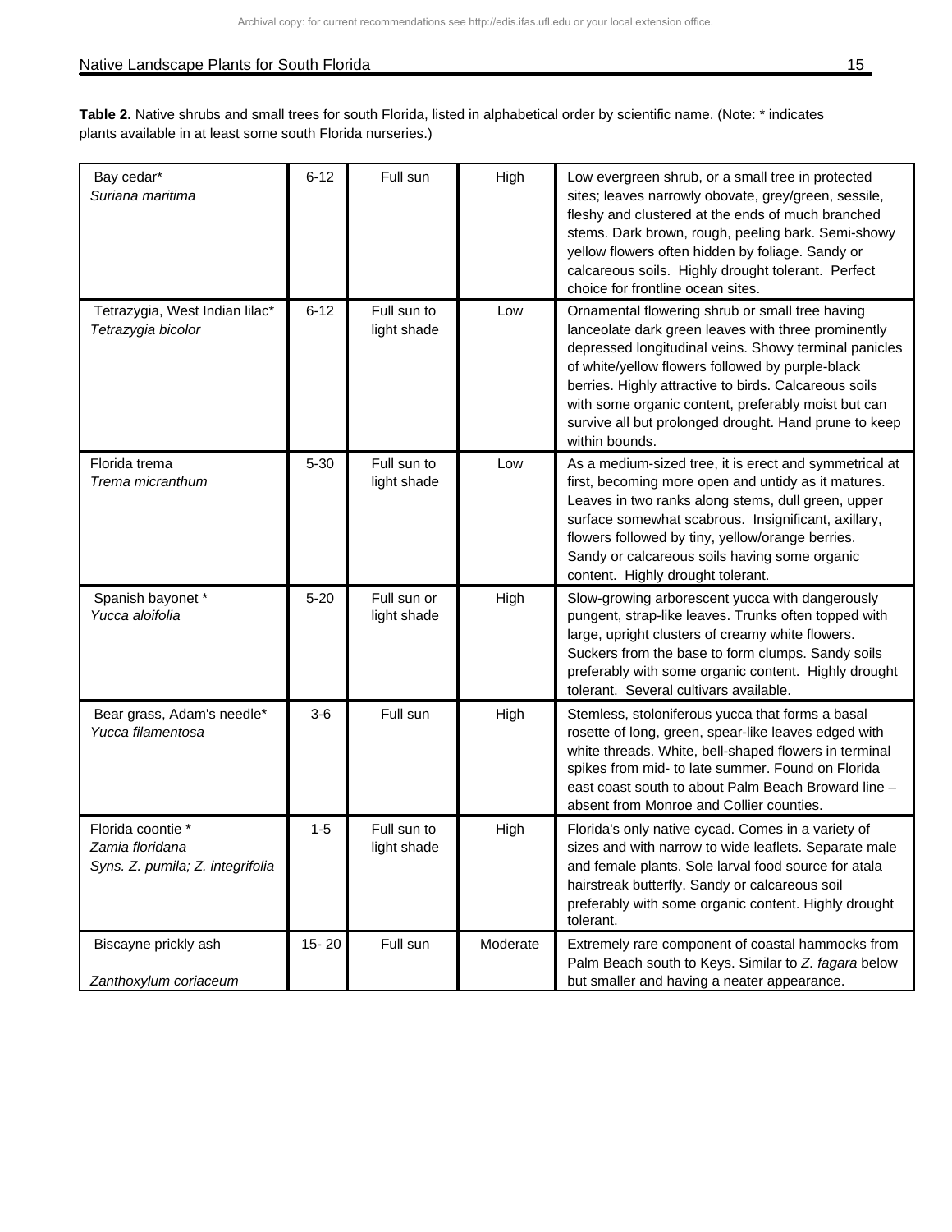**Table 2.** Native shrubs and small trees for south Florida, listed in alphabetical order by scientific name. (Note: * indicates plants available in at least some south Florida nurseries.)

| | | | | |
|---|---|---|---|---|
| Bay cedar* *Suriana maritima* | 6-12 | Full sun | High | Low evergreen shrub, or a small tree in protected sites; leaves narrowly obovate, grey/green, sessile, fleshy and clustered at the ends of much branched stems. Dark brown, rough, peeling bark. Semi-showy yellow flowers often hidden by foliage. Sandy or calcareous soils. Highly drought tolerant. Perfect choice for frontline ocean sites. |
| Tetrazygia, West Indian lilac* *Tetrazygia bicolor* | 6-12 | Full sun to light shade | Low | Ornamental flowering shrub or small tree having lanceolate dark green leaves with three prominently depressed longitudinal veins. Showy terminal panicles of white/yellow flowers followed by purple-black berries. Highly attractive to birds. Calcareous soils with some organic content, preferably moist but can survive all but prolonged drought. Hand prune to keep within bounds. |
| Florida trema *Trema micranthum* | 5-30 | Full sun to light shade | Low | As a medium-sized tree, it is erect and symmetrical at first, becoming more open and untidy as it matures. Leaves in two ranks along stems, dull green, upper surface somewhat scabrous. Insignificant, axillary, flowers followed by tiny, yellow/orange berries. Sandy or calcareous soils having some organic content. Highly drought tolerant. |
| Spanish bayonet * *Yucca aloifolia* | 5-20 | Full sun or light shade | High | Slow-growing arborescent yucca with dangerously pungent, strap-like leaves. Trunks often topped with large, upright clusters of creamy white flowers. Suckers from the base to form clumps. Sandy soils preferably with some organic content. Highly drought tolerant. Several cultivars available. |
| Bear grass, Adam's needle* *Yucca filamentosa* | 3-6 | Full sun | High | Stemless, stoloniferous yucca that forms a basal rosette of long, green, spear-like leaves edged with white threads. White, bell-shaped flowers in terminal spikes from mid- to late summer. Found on Florida east coast south to about Palm Beach Broward line – absent from Monroe and Collier counties. |
| Florida coontie * *Zamia floridana* *Syns. Z. pumila; Z. integrifolia* | 1-5 | Full sun to light shade | High | Florida's only native cycad. Comes in a variety of sizes and with narrow to wide leaflets. Separate male and female plants. Sole larval food source for atala hairstreak butterfly. Sandy or calcareous soil preferably with some organic content. Highly drought tolerant. |
| Biscayne prickly ash *Zanthoxylum coriaceum* | 15- 20 | Full sun | Moderate | Extremely rare component of coastal hammocks from Palm Beach south to Keys. Similar to *Z. fagara* below but smaller and having a neater appearance. |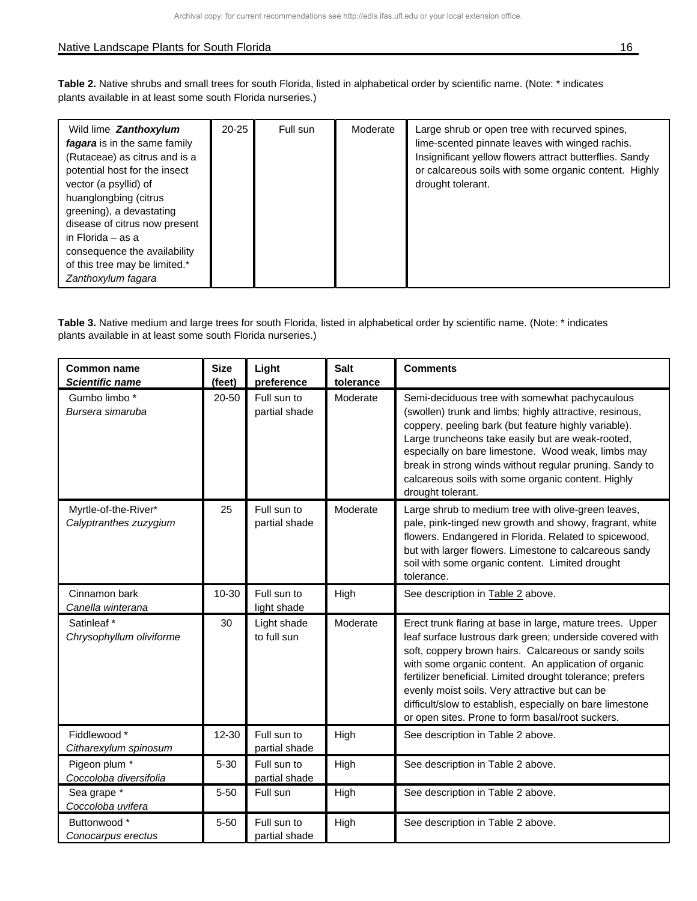**Table 2.** Native shrubs and small trees for south Florida, listed in alphabetical order by scientific name. (Note: * indicates plants available in at least some south Florida nurseries.)

| | | | | |
|---|---|---|---|---|
| Wild lime ***Zanthoxylum fagara*** is in the same family (Rutaceae) as citrus and is a potential host for the insect vector (a psyllid) of huanglongbing (citrus greening), a devastating disease of citrus now present in Florida – as a consequence the availability of this tree may be limited.* *Zanthoxylum fagara* | 20-25 | Full sun | Moderate | Large shrub or open tree with recurved spines, lime-scented pinnate leaves with winged rachis. Insignificant yellow flowers attract butterflies. Sandy or calcareous soils with some organic content. Highly drought tolerant. |

**Table 3.** Native medium and large trees for south Florida, listed in alphabetical order by scientific name. (Note: * indicates plants available in at least some south Florida nurseries.)

| **Common name** ***Scientific name*** | **Size (feet)** | **Light preference** | **Salt tolerance** | **Comments** |
|---|---|---|---|---|
| Gumbo limbo * *Bursera simaruba* | 20-50 | Full sun to partial shade | Moderate | Semi-deciduous tree with somewhat pachycaulous (swollen) trunk and limbs; highly attractive, resinous, coppery, peeling bark (but feature highly variable). Large truncheons take easily but are weak-rooted, especially on bare limestone. Wood weak, limbs may break in strong winds without regular pruning. Sandy to calcareous soils with some organic content. Highly drought tolerant. |
| Myrtle-of-the-River* *Calyptranthes zuzygium* | 25 | Full sun to partial shade | Moderate | Large shrub to medium tree with olive-green leaves, pale, pink-tinged new growth and showy, fragrant, white flowers. Endangered in Florida. Related to spicewood, but with larger flowers. Limestone to calcareous sandy soil with some organic content. Limited drought tolerance. |
| Cinnamon bark *Canella winterana* | 10-30 | Full sun to light shade | High | See description in Table 2 above. |
| Satinleaf * *Chrysophyllum oliviforme* | 30 | Light shade to full sun | Moderate | Erect trunk flaring at base in large, mature trees. Upper leaf surface lustrous dark green; underside covered with soft, coppery brown hairs. Calcareous or sandy soils with some organic content. An application of organic fertilizer beneficial. Limited drought tolerance; prefers evenly moist soils. Very attractive but can be difficult/slow to establish, especially on bare limestone or open sites. Prone to form basal/root suckers. |
| Fiddlewood * *Citharexylum spinosum* | 12-30 | Full sun to partial shade | High | See description in Table 2 above. |
| Pigeon plum * *Coccoloba diversifolia* | 5-30 | Full sun to partial shade | High | See description in Table 2 above. |
| Sea grape * *Coccoloba uvifera* | 5-50 | Full sun | High | See description in Table 2 above. |
| Buttonwood * *Conocarpus erectus* | 5-50 | Full sun to partial shade | High | See description in Table 2 above. |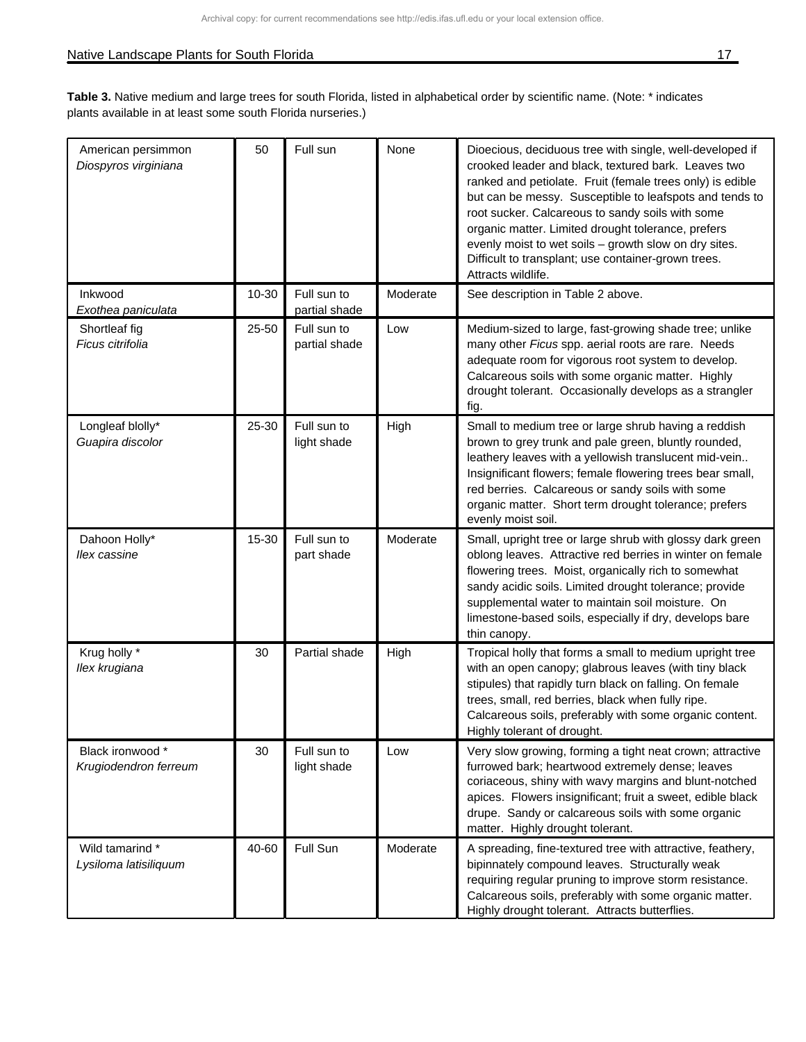**Table 3.** Native medium and large trees for south Florida, listed in alphabetical order by scientific name. (Note: * indicates plants available in at least some south Florida nurseries.)

| | | | | |
|---|---|---|---|---|
| American persimmon *Diospyros virginiana* | 50 | Full sun | None | Dioecious, deciduous tree with single, well-developed if crooked leader and black, textured bark. Leaves two ranked and petiolate. Fruit (female trees only) is edible but can be messy. Susceptible to leafspots and tends to root sucker. Calcareous to sandy soils with some organic matter. Limited drought tolerance, prefers evenly moist to wet soils – growth slow on dry sites. Difficult to transplant; use container-grown trees. Attracts wildlife. |
| Inkwood *Exothea paniculata* | 10-30 | Full sun to partial shade | Moderate | See description in Table 2 above. |
| Shortleaf fig *Ficus citrifolia* | 25-50 | Full sun to partial shade | Low | Medium-sized to large, fast-growing shade tree; unlike many other *Ficus* spp. aerial roots are rare. Needs adequate room for vigorous root system to develop. Calcareous soils with some organic matter. Highly drought tolerant. Occasionally develops as a strangler fig. |
| Longleaf blolly* *Guapira discolor* | 25-30 | Full sun to light shade | High | Small to medium tree or large shrub having a reddish brown to grey trunk and pale green, bluntly rounded, leathery leaves with a yellowish translucent mid-vein.. Insignificant flowers; female flowering trees bear small, red berries. Calcareous or sandy soils with some organic matter. Short term drought tolerance; prefers evenly moist soil. |
| Dahoon Holly* *Ilex cassine* | 15-30 | Full sun to part shade | Moderate | Small, upright tree or large shrub with glossy dark green oblong leaves. Attractive red berries in winter on female flowering trees. Moist, organically rich to somewhat sandy acidic soils. Limited drought tolerance; provide supplemental water to maintain soil moisture. On limestone-based soils, especially if dry, develops bare thin canopy. |
| Krug holly * *Ilex krugiana* | 30 | Partial shade | High | Tropical holly that forms a small to medium upright tree with an open canopy; glabrous leaves (with tiny black stipules) that rapidly turn black on falling. On female trees, small, red berries, black when fully ripe. Calcareous soils, preferably with some organic content. Highly tolerant of drought. |
| Black ironwood * *Krugiodendron ferreum* | 30 | Full sun to light shade | Low | Very slow growing, forming a tight neat crown; attractive furrowed bark; heartwood extremely dense; leaves coriaceous, shiny with wavy margins and blunt-notched apices. Flowers insignificant; fruit a sweet, edible black drupe. Sandy or calcareous soils with some organic matter. Highly drought tolerant. |
| Wild tamarind * *Lysiloma latisiliquum* | 40-60 | Full Sun | Moderate | A spreading, fine-textured tree with attractive, feathery, bipinnately compound leaves. Structurally weak requiring regular pruning to improve storm resistance. Calcareous soils, preferably with some organic matter. Highly drought tolerant. Attracts butterflies. |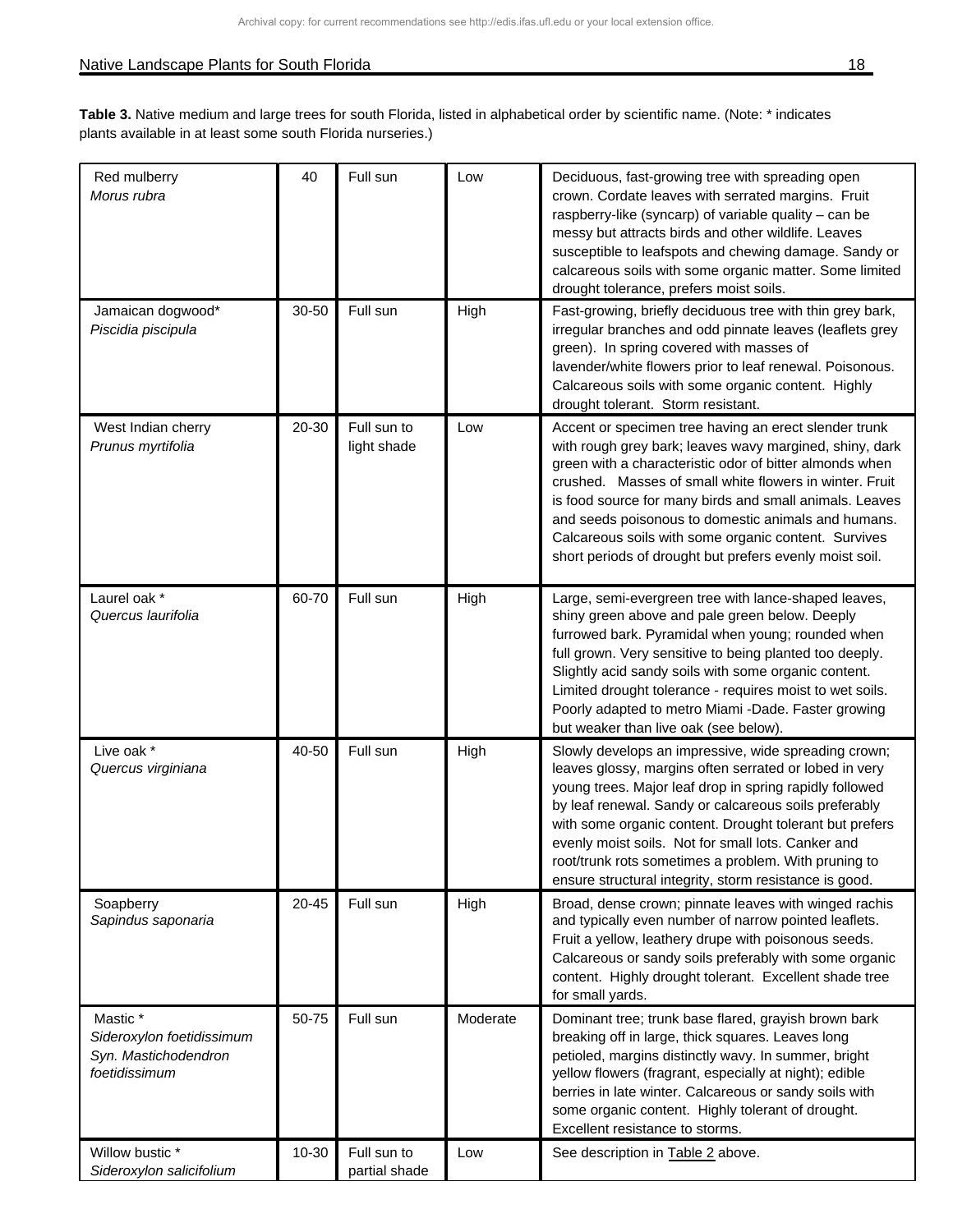**Table 3.** Native medium and large trees for south Florida, listed in alphabetical order by scientific name. (Note: * indicates plants available in at least some south Florida nurseries.)

| | | | | |
|---|---|---|---|---|
| Red mulberry *Morus rubra* | 40 | Full sun | Low | Deciduous, fast-growing tree with spreading open crown. Cordate leaves with serrated margins. Fruit raspberry-like (syncarp) of variable quality – can be messy but attracts birds and other wildlife. Leaves susceptible to leafspots and chewing damage. Sandy or calcareous soils with some organic matter. Some limited drought tolerance, prefers moist soils. |
| Jamaican dogwood* *Piscidia piscipula* | 30-50 | Full sun | High | Fast-growing, briefly deciduous tree with thin grey bark, irregular branches and odd pinnate leaves (leaflets grey green). In spring covered with masses of lavender/white flowers prior to leaf renewal. Poisonous. Calcareous soils with some organic content. Highly drought tolerant. Storm resistant. |
| West Indian cherry *Prunus myrtifolia* | 20-30 | Full sun to light shade | Low | Accent or specimen tree having an erect slender trunk with rough grey bark; leaves wavy margined, shiny, dark green with a characteristic odor of bitter almonds when crushed. Masses of small white flowers in winter. Fruit is food source for many birds and small animals. Leaves and seeds poisonous to domestic animals and humans. Calcareous soils with some organic content. Survives short periods of drought but prefers evenly moist soil. |
| Laurel oak * *Quercus laurifolia* | 60-70 | Full sun | High | Large, semi-evergreen tree with lance-shaped leaves, shiny green above and pale green below. Deeply furrowed bark. Pyramidal when young; rounded when full grown. Very sensitive to being planted too deeply. Slightly acid sandy soils with some organic content. Limited drought tolerance - requires moist to wet soils. Poorly adapted to metro Miami -Dade. Faster growing but weaker than live oak (see below). |
| Live oak * *Quercus virginiana* | 40-50 | Full sun | High | Slowly develops an impressive, wide spreading crown; leaves glossy, margins often serrated or lobed in very young trees. Major leaf drop in spring rapidly followed by leaf renewal. Sandy or calcareous soils preferably with some organic content. Drought tolerant but prefers evenly moist soils. Not for small lots. Canker and root/trunk rots sometimes a problem. With pruning to ensure structural integrity, storm resistance is good. |
| Soapberry *Sapindus saponaria* | 20-45 | Full sun | High | Broad, dense crown; pinnate leaves with winged rachis and typically even number of narrow pointed leaflets. Fruit a yellow, leathery drupe with poisonous seeds. Calcareous or sandy soils preferably with some organic content. Highly drought tolerant. Excellent shade tree for small yards. |
| Mastic * *Sideroxylon foetidissimum* Syn. *Mastichodendron foetidissimum* | 50-75 | Full sun | Moderate | Dominant tree; trunk base flared, grayish brown bark breaking off in large, thick squares. Leaves long petioled, margins distinctly wavy. In summer, bright yellow flowers (fragrant, especially at night); edible berries in late winter. Calcareous or sandy soils with some organic content. Highly tolerant of drought. Excellent resistance to storms. |
| Willow bustic * *Sideroxylon salicifolium* | 10-30 | Full sun to partial shade | Low | See description in Table 2 above. |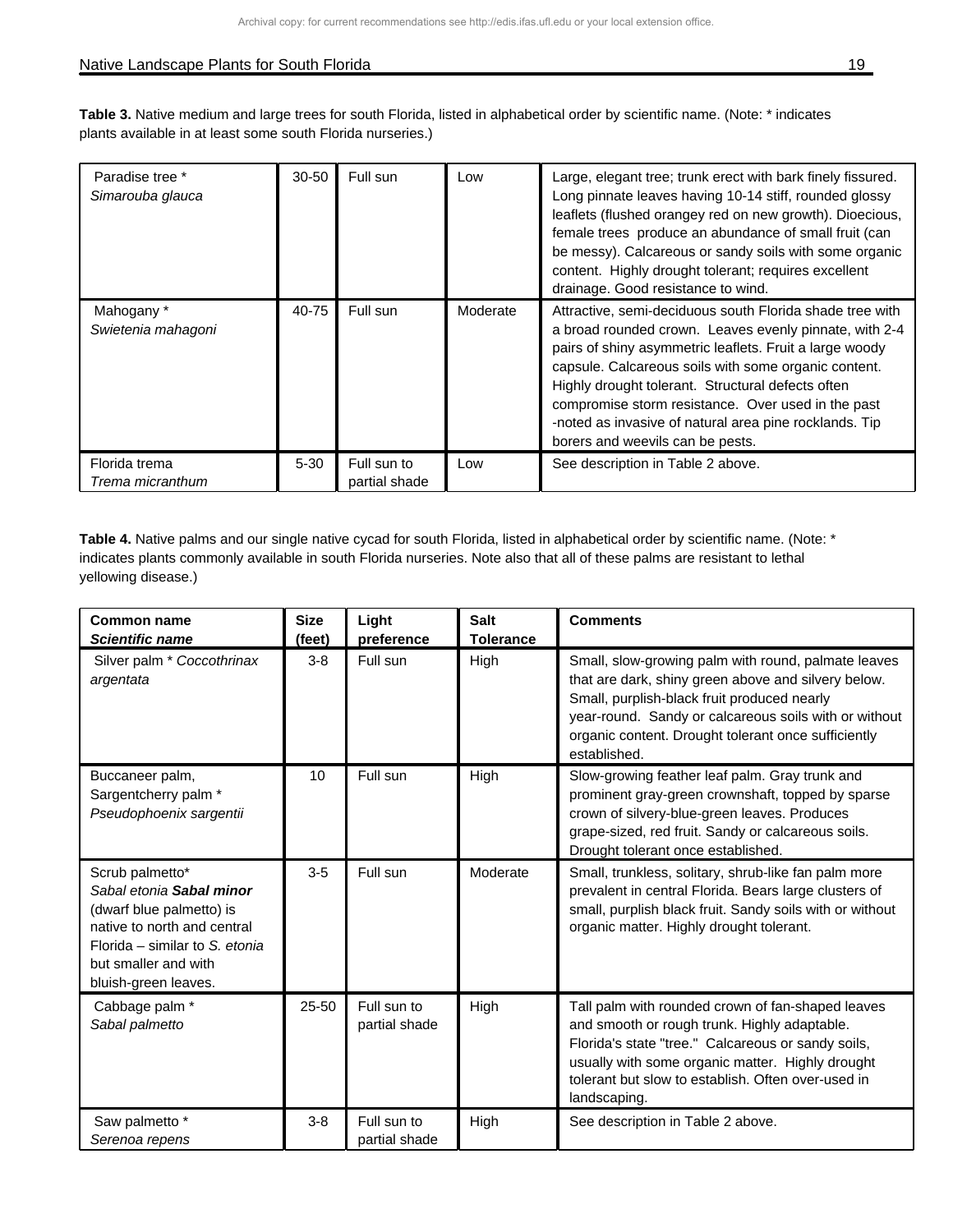**Table 3.** Native medium and large trees for south Florida, listed in alphabetical order by scientific name. (Note: * indicates plants available in at least some south Florida nurseries.)

| | | | | |
|---|---|---|---|---|
| Paradise tree * *Simarouba glauca* | 30-50 | Full sun | Low | Large, elegant tree; trunk erect with bark finely fissured. Long pinnate leaves having 10-14 stiff, rounded glossy leaflets (flushed orangey red on new growth). Dioecious, female trees produce an abundance of small fruit (can be messy). Calcareous or sandy soils with some organic content. Highly drought tolerant; requires excellent drainage. Good resistance to wind. |
| Mahogany * *Swietenia mahagoni* | 40-75 | Full sun | Moderate | Attractive, semi-deciduous south Florida shade tree with a broad rounded crown. Leaves evenly pinnate, with 2-4 pairs of shiny asymmetric leaflets. Fruit a large woody capsule. Calcareous soils with some organic content. Highly drought tolerant. Structural defects often compromise storm resistance. Over used in the past -noted as invasive of natural area pine rocklands. Tip borers and weevils can be pests. |
| Florida trema *Trema micranthum* | 5-30 | Full sun to partial shade | Low | See description in Table 2 above. |

**Table 4.** Native palms and our single native cycad for south Florida, listed in alphabetical order by scientific name. (Note: * indicates plants commonly available in south Florida nurseries. Note also that all of these palms are resistant to lethal yellowing disease.)

| **Common name** ***Scientific name*** | **Size (feet)** | **Light preference** | **Salt Tolerance** | **Comments** |
|---|---|---|---|---|
| Silver palm * *Coccothrinax argentata* | 3-8 | Full sun | High | Small, slow-growing palm with round, palmate leaves that are dark, shiny green above and silvery below. Small, purplish-black fruit produced nearly year-round. Sandy or calcareous soils with or without organic content. Drought tolerant once sufficiently established. |
| Buccaneer palm, Sargentcherry palm * *Pseudophoenix sargentii* | 10 | Full sun | High | Slow-growing feather leaf palm. Gray trunk and prominent gray-green crownshaft, topped by sparse crown of silvery-blue-green leaves. Produces grape-sized, red fruit. Sandy or calcareous soils. Drought tolerant once established. |
| Scrub palmetto* *Sabal etonia* ***Sabal minor*** (dwarf blue palmetto) is native to north and central Florida – similar to *S. etonia* but smaller and with bluish-green leaves. | 3-5 | Full sun | Moderate | Small, trunkless, solitary, shrub-like fan palm more prevalent in central Florida. Bears large clusters of small, purplish black fruit. Sandy soils with or without organic matter. Highly drought tolerant. |
| Cabbage palm * *Sabal palmetto* | 25-50 | Full sun to partial shade | High | Tall palm with rounded crown of fan-shaped leaves and smooth or rough trunk. Highly adaptable. Florida's state "tree." Calcareous or sandy soils, usually with some organic matter. Highly drought tolerant but slow to establish. Often over-used in landscaping. |
| Saw palmetto * *Serenoa repens* | 3-8 | Full sun to partial shade | High | See description in Table 2 above. |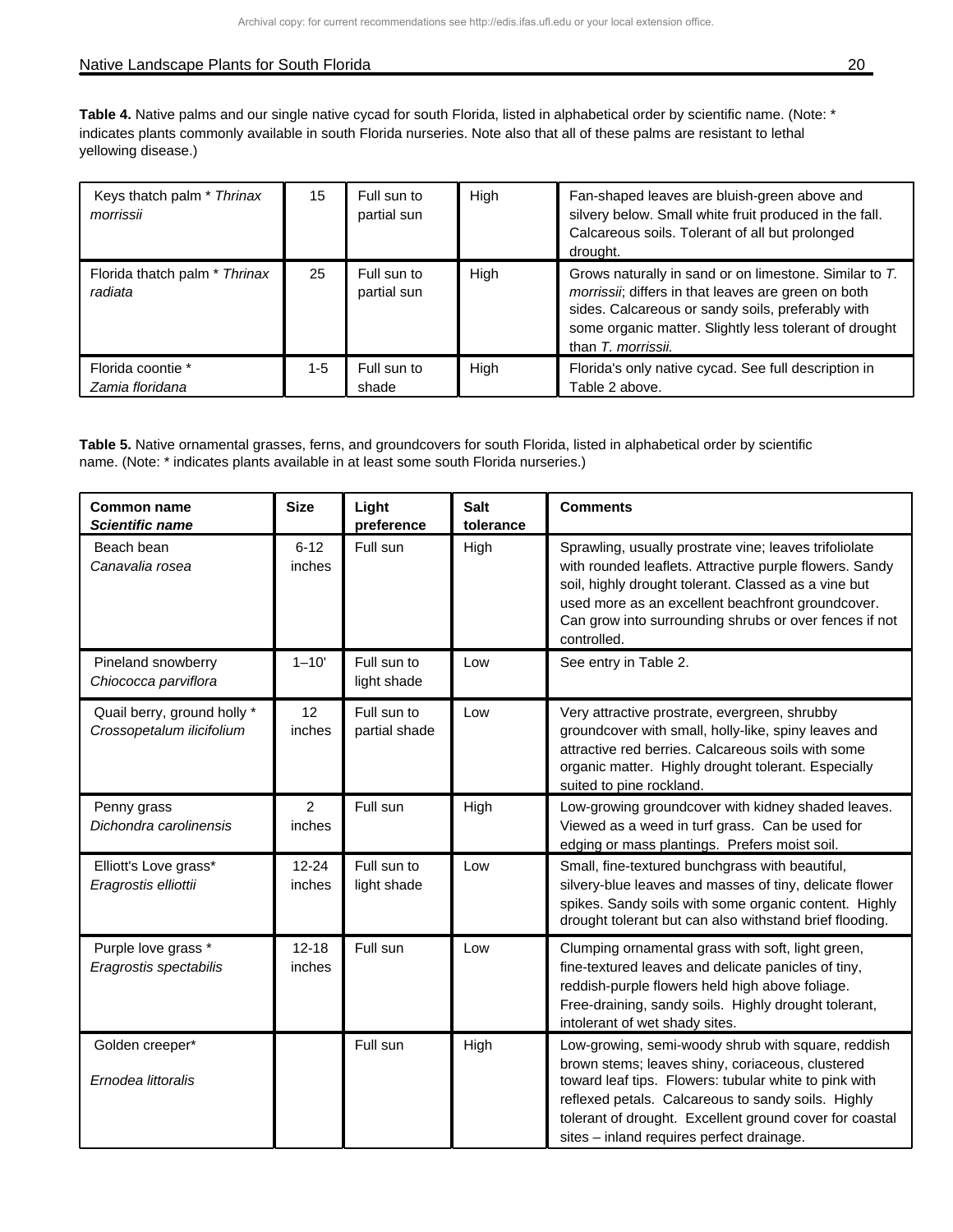**Table 4.** Native palms and our single native cycad for south Florida, listed in alphabetical order by scientific name. (Note: * indicates plants commonly available in south Florida nurseries. Note also that all of these palms are resistant to lethal yellowing disease.)

| | | | | |
|---|---|---|---|---|
| Keys thatch palm * *Thrinax morrissii* | 15 | Full sun to partial sun | High | Fan-shaped leaves are bluish-green above and silvery below. Small white fruit produced in the fall. Calcareous soils. Tolerant of all but prolonged drought. |
| Florida thatch palm * *Thrinax radiata* | 25 | Full sun to partial sun | High | Grows naturally in sand or on limestone. Similar to *T. morrissii*; differs in that leaves are green on both sides. Calcareous or sandy soils, preferably with some organic matter. Slightly less tolerant of drought than *T. morrissii.* |
| Florida coontie * *Zamia floridana* | 1-5 | Full sun to shade | High | Florida's only native cycad. See full description in Table 2 above. |

**Table 5.** Native ornamental grasses, ferns, and groundcovers for south Florida, listed in alphabetical order by scientific name. (Note: * indicates plants available in at least some south Florida nurseries.)

| **Common name** ***Scientific name*** | **Size** | **Light preference** | **Salt tolerance** | **Comments** |
|---|---|---|---|---|
| Beach bean *Canavalia rosea* | 6-12 inches | Full sun | High | Sprawling, usually prostrate vine; leaves trifoliolate with rounded leaflets. Attractive purple flowers. Sandy soil, highly drought tolerant. Classed as a vine but used more as an excellent beachfront groundcover. Can grow into surrounding shrubs or over fences if not controlled. |
| Pineland snowberry *Chiococca parviflora* | 1–10' | Full sun to light shade | Low | See entry in Table 2. |
| Quail berry, ground holly * *Crossopetalum ilicifolium* | 12 inches | Full sun to partial shade | Low | Very attractive prostrate, evergreen, shrubby groundcover with small, holly-like, spiny leaves and attractive red berries. Calcareous soils with some organic matter. Highly drought tolerant. Especially suited to pine rockland. |
| Penny grass *Dichondra carolinensis* | 2 inches | Full sun | High | Low-growing groundcover with kidney shaded leaves. Viewed as a weed in turf grass. Can be used for edging or mass plantings. Prefers moist soil. |
| Elliott's Love grass* *Eragrostis elliottii* | 12-24 inches | Full sun to light shade | Low | Small, fine-textured bunchgrass with beautiful, silvery-blue leaves and masses of tiny, delicate flower spikes. Sandy soils with some organic content. Highly drought tolerant but can also withstand brief flooding. |
| Purple love grass * *Eragrostis spectabilis* | 12-18 inches | Full sun | Low | Clumping ornamental grass with soft, light green, fine-textured leaves and delicate panicles of tiny, reddish-purple flowers held high above foliage. Free-draining, sandy soils. Highly drought tolerant, intolerant of wet shady sites. |
| Golden creeper* *Ernodea littoralis* | | Full sun | High | Low-growing, semi-woody shrub with square, reddish brown stems; leaves shiny, coriaceous, clustered toward leaf tips. Flowers: tubular white to pink with reflexed petals. Calcareous to sandy soils. Highly tolerant of drought. Excellent ground cover for coastal sites – inland requires perfect drainage. |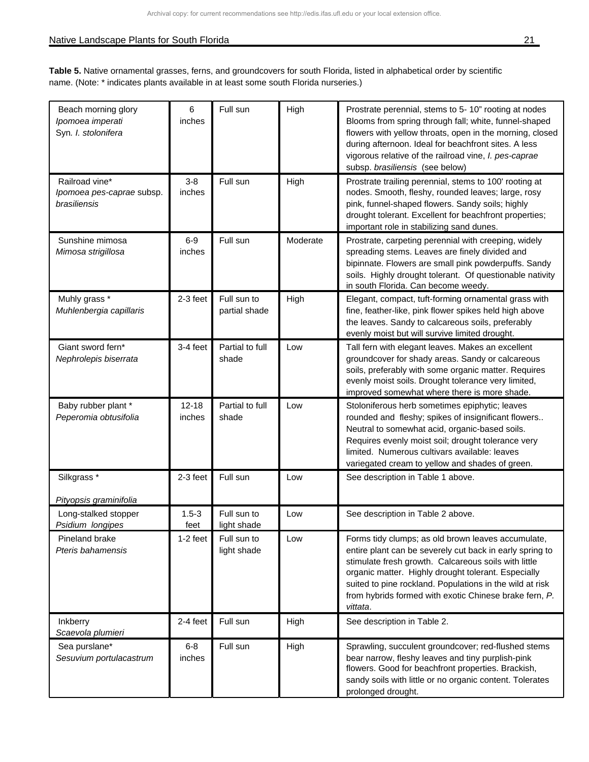**Table 5.** Native ornamental grasses, ferns, and groundcovers for south Florida, listed in alphabetical order by scientific name. (Note: * indicates plants available in at least some south Florida nurseries.)

| | | | | |
|---|---|---|---|---|
| Beach morning glory *Ipomoea imperati* Syn. *I. stolonifera* | 6 inches | Full sun | High | Prostrate perennial, stems to 5- 10" rooting at nodes Blooms from spring through fall; white, funnel-shaped flowers with yellow throats, open in the morning, closed during afternoon. Ideal for beachfront sites. A less vigorous relative of the railroad vine, *I. pes-caprae* subsp. *brasiliensis* (see below) |
| Railroad vine* *Ipomoea pes-caprae* subsp. *brasiliensis* | 3-8 inches | Full sun | High | Prostrate trailing perennial, stems to 100' rooting at nodes. Smooth, fleshy, rounded leaves; large, rosy pink, funnel-shaped flowers. Sandy soils; highly drought tolerant. Excellent for beachfront properties; important role in stabilizing sand dunes. |
| Sunshine mimosa *Mimosa strigillosa* | 6-9 inches | Full sun | Moderate | Prostrate, carpeting perennial with creeping, widely spreading stems. Leaves are finely divided and bipinnate. Flowers are small pink powderpuffs. Sandy soils. Highly drought tolerant. Of questionable nativity in south Florida. Can become weedy. |
| Muhly grass * *Muhlenbergia capillaris* | 2-3 feet | Full sun to partial shade | High | Elegant, compact, tuft-forming ornamental grass with fine, feather-like, pink flower spikes held high above the leaves. Sandy to calcareous soils, preferably evenly moist but will survive limited drought. |
| Giant sword fern* *Nephrolepis biserrata* | 3-4 feet | Partial to full shade | Low | Tall fern with elegant leaves. Makes an excellent groundcover for shady areas. Sandy or calcareous soils, preferably with some organic matter. Requires evenly moist soils. Drought tolerance very limited, improved somewhat where there is more shade. |
| Baby rubber plant * *Peperomia obtusifolia* | 12-18 inches | Partial to full shade | Low | Stoloniferous herb sometimes epiphytic; leaves rounded and fleshy; spikes of insignificant flowers.. Neutral to somewhat acid, organic-based soils. Requires evenly moist soil; drought tolerance very limited. Numerous cultivars available: leaves variegated cream to yellow and shades of green. |
| Silkgrass * *Pityopsis graminifolia* | 2-3 feet | Full sun | Low | See description in Table 1 above. |
| Long-stalked stopper *Psidium longipes* | 1.5-3 feet | Full sun to light shade | Low | See description in Table 2 above. |
| Pineland brake *Pteris bahamensis* | 1-2 feet | Full sun to light shade | Low | Forms tidy clumps; as old brown leaves accumulate, entire plant can be severely cut back in early spring to stimulate fresh growth. Calcareous soils with little organic matter. Highly drought tolerant. Especially suited to pine rockland. Populations in the wild at risk from hybrids formed with exotic Chinese brake fern, *P. vittata*. |
| Inkberry *Scaevola plumieri* | 2-4 feet | Full sun | High | See description in Table 2. |
| Sea purslane* *Sesuvium portulacastrum* | 6-8 inches | Full sun | High | Sprawling, succulent groundcover; red-flushed stems bear narrow, fleshy leaves and tiny purplish-pink flowers. Good for beachfront properties. Brackish, sandy soils with little or no organic content. Tolerates prolonged drought. |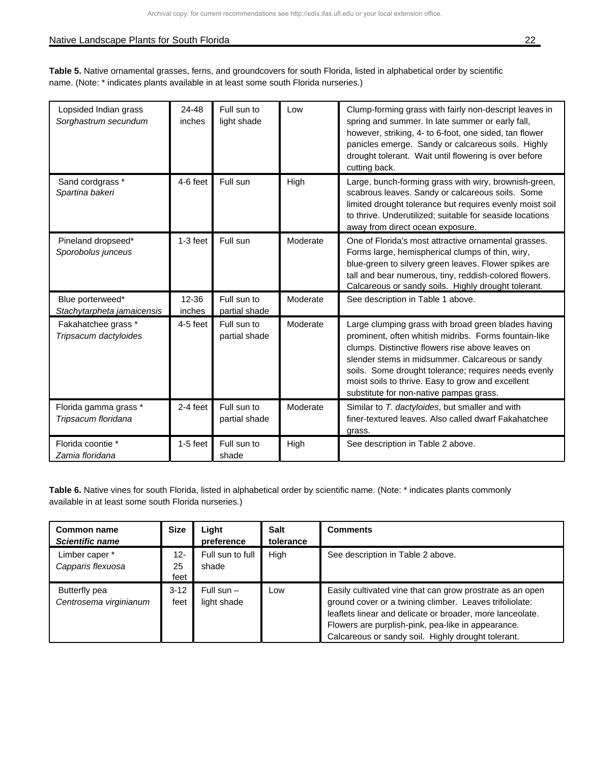**Table 5.** Native ornamental grasses, ferns, and groundcovers for south Florida, listed in alphabetical order by scientific name. (Note: * indicates plants available in at least some south Florida nurseries.)

| | | | | |
|---|---|---|---|---|
| Lopsided Indian grass *Sorghastrum secundum* | 24-48 inches | Full sun to light shade | Low | Clump-forming grass with fairly non-descript leaves in spring and summer. In late summer or early fall, however, striking, 4- to 6-foot, one sided, tan flower panicles emerge. Sandy or calcareous soils. Highly drought tolerant. Wait until flowering is over before cutting back. |
| Sand cordgrass * *Spartina bakeri* | 4-6 feet | Full sun | High | Large, bunch-forming grass with wiry, brownish-green, scabrous leaves. Sandy or calcareous soils. Some limited drought tolerance but requires evenly moist soil to thrive. Underutilized; suitable for seaside locations away from direct ocean exposure. |
| Pineland dropseed* *Sporobolus junceus* | 1-3 feet | Full sun | Moderate | One of Florida's most attractive ornamental grasses. Forms large, hemispherical clumps of thin, wiry, blue-green to silvery green leaves. Flower spikes are tall and bear numerous, tiny, reddish-colored flowers. Calcareous or sandy soils. Highly drought tolerant. |
| Blue porterweed* *Stachytarpheta jamaicensis* | 12-36 inches | Full sun to partial shade | Moderate | See description in Table 1 above. |
| Fakahatchee grass * *Tripsacum dactyloides* | 4-5 feet | Full sun to partial shade | Moderate | Large clumping grass with broad green blades having prominent, often whitish midribs. Forms fountain-like clumps. Distinctive flowers rise above leaves on slender stems in midsummer. Calcareous or sandy soils. Some drought tolerance; requires needs evenly moist soils to thrive. Easy to grow and excellent substitute for non-native pampas grass. |
| Florida gamma grass * *Tripsacum floridana* | 2-4 feet | Full sun to partial shade | Moderate | Similar to *T. dactyloides*, but smaller and with finer-textured leaves. Also called dwarf Fakahatchee grass. |
| Florida coontie * *Zamia floridana* | 1-5 feet | Full sun to shade | High | See description in Table 2 above. |

**Table 6.** Native vines for south Florida, listed in alphabetical order by scientific name. (Note: * indicates plants commonly available in at least some south Florida nurseries.)

| **Common name** ***Scientific name*** | **Size** | **Light preference** | **Salt tolerance** | **Comments** |
|---|---|---|---|---|
| Limber caper * *Capparis flexuosa* | 12-25 feet | Full sun to full shade | High | See description in Table 2 above. |
| Butterfly pea *Centrosema virginianum* | 3-12 feet | Full sun – light shade | Low | Easily cultivated vine that can grow prostrate as an open ground cover or a twining climber. Leaves trifoliolate: leaflets linear and delicate or broader, more lanceolate. Flowers are purplish-pink, pea-like in appearance. Calcareous or sandy soil. Highly drought tolerant. |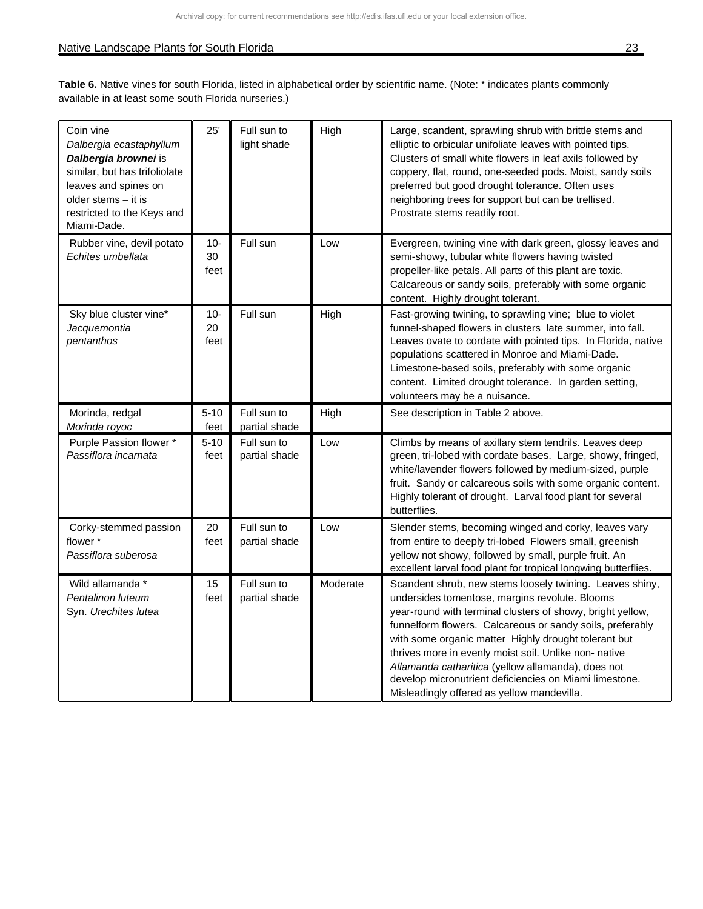**Table 6.** Native vines for south Florida, listed in alphabetical order by scientific name. (Note: * indicates plants commonly available in at least some south Florida nurseries.)

| | | | | |
|---|---|---|---|---|
| Coin vine *Dalbergia ecastaphyllum* ***Dalbergia brownei*** is similar, but has trifoliolate leaves and spines on older stems – it is restricted to the Keys and Miami-Dade. | 25' | Full sun to light shade | High | Large, scandent, sprawling shrub with brittle stems and elliptic to orbicular unifoliate leaves with pointed tips. Clusters of small white flowers in leaf axils followed by coppery, flat, round, one-seeded pods. Moist, sandy soils preferred but good drought tolerance. Often uses neighboring trees for support but can be trellised. Prostrate stems readily root. |
| Rubber vine, devil potato *Echites umbellata* | 10-30 feet | Full sun | Low | Evergreen, twining vine with dark green, glossy leaves and semi-showy, tubular white flowers having twisted propeller-like petals. All parts of this plant are toxic. Calcareous or sandy soils, preferably with some organic content. Highly drought tolerant. |
| Sky blue cluster vine* *Jacquemontia pentanthos* | 10-20 feet | Full sun | High | Fast-growing twining, to sprawling vine; blue to violet funnel-shaped flowers in clusters late summer, into fall. Leaves ovate to cordate with pointed tips. In Florida, native populations scattered in Monroe and Miami-Dade. Limestone-based soils, preferably with some organic content. Limited drought tolerance. In garden setting, volunteers may be a nuisance. |
| Morinda, redgal *Morinda royoc* | 5-10 feet | Full sun to partial shade | High | See description in Table 2 above. |
| Purple Passion flower * *Passiflora incarnata* | 5-10 feet | Full sun to partial shade | Low | Climbs by means of axillary stem tendrils. Leaves deep green, tri-lobed with cordate bases. Large, showy, fringed, white/lavender flowers followed by medium-sized, purple fruit. Sandy or calcareous soils with some organic content. Highly tolerant of drought. Larval food plant for several butterflies. |
| Corky-stemmed passion flower * *Passiflora suberosa* | 20 feet | Full sun to partial shade | Low | Slender stems, becoming winged and corky, leaves vary from entire to deeply tri-lobed Flowers small, greenish yellow not showy, followed by small, purple fruit. An excellent larval food plant for tropical longwing butterflies. |
| Wild allamanda * *Pentalinon luteum* Syn. *Urechites lutea* | 15 feet | Full sun to partial shade | Moderate | Scandent shrub, new stems loosely twining. Leaves shiny, undersides tomentose, margins revolute. Blooms year-round with terminal clusters of showy, bright yellow, funnelform flowers. Calcareous or sandy soils, preferably with some organic matter Highly drought tolerant but thrives more in evenly moist soil. Unlike non- native *Allamanda catharitica* (yellow allamanda), does not develop micronutrient deficiencies on Miami limestone. Misleadingly offered as yellow mandevilla. |